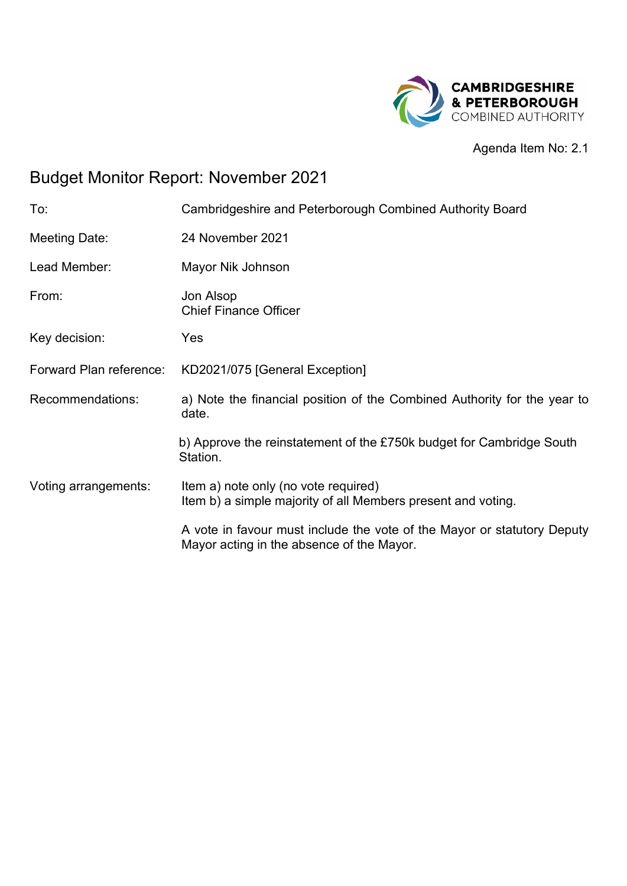CAMBRIDGESHIRE & PETERBOROUGH COMBINED AUTHORITY

Agenda Item No: 2.1

# Budget Monitor Report: November 2021

| | |
|---|---|
| To: | Cambridgeshire and Peterborough Combined Authority Board |
| Meeting Date: | 24 November 2021 |
| Lead Member: | Mayor Nik Johnson |
| From: | Jon Alsop<br>Chief Finance Officer |
| Key decision: | Yes |
| Forward Plan reference: | KD2021/075 [General Exception] |
| Recommendations: | a) Note the financial position of the Combined Authority for the year to date.<br><br>b) Approve the reinstatement of the £750k budget for Cambridge South Station. |
| Voting arrangements: | Item a) note only (no vote required)<br>Item b) a simple majority of all Members present and voting.<br><br>A vote in favour must include the vote of the Mayor or statutory Deputy Mayor acting in the absence of the Mayor. |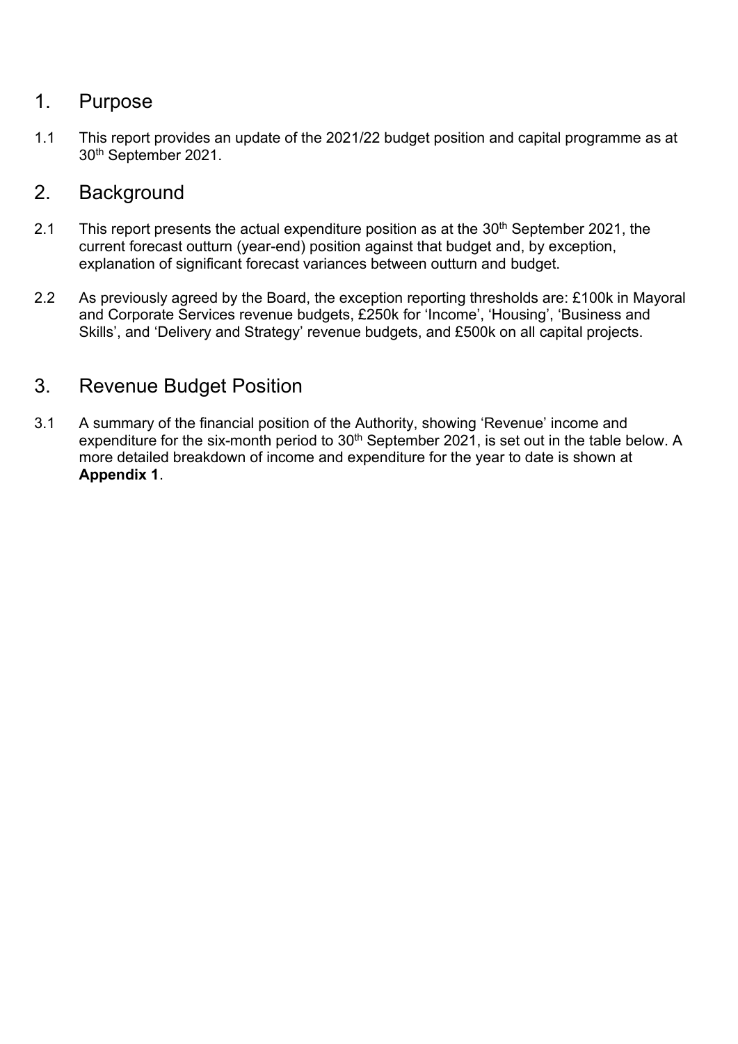## 1. Purpose

1.1 This report provides an update of the 2021/22 budget position and capital programme as at 30th September 2021.

## 2. Background

2.1 This report presents the actual expenditure position as at the 30th September 2021, the current forecast outturn (year-end) position against that budget and, by exception, explanation of significant forecast variances between outturn and budget.

2.2 As previously agreed by the Board, the exception reporting thresholds are: £100k in Mayoral and Corporate Services revenue budgets, £250k for 'Income', 'Housing', 'Business and Skills', and 'Delivery and Strategy' revenue budgets, and £500k on all capital projects.

## 3. Revenue Budget Position

3.1 A summary of the financial position of the Authority, showing 'Revenue' income and expenditure for the six-month period to 30th September 2021, is set out in the table below. A more detailed breakdown of income and expenditure for the year to date is shown at **Appendix 1**.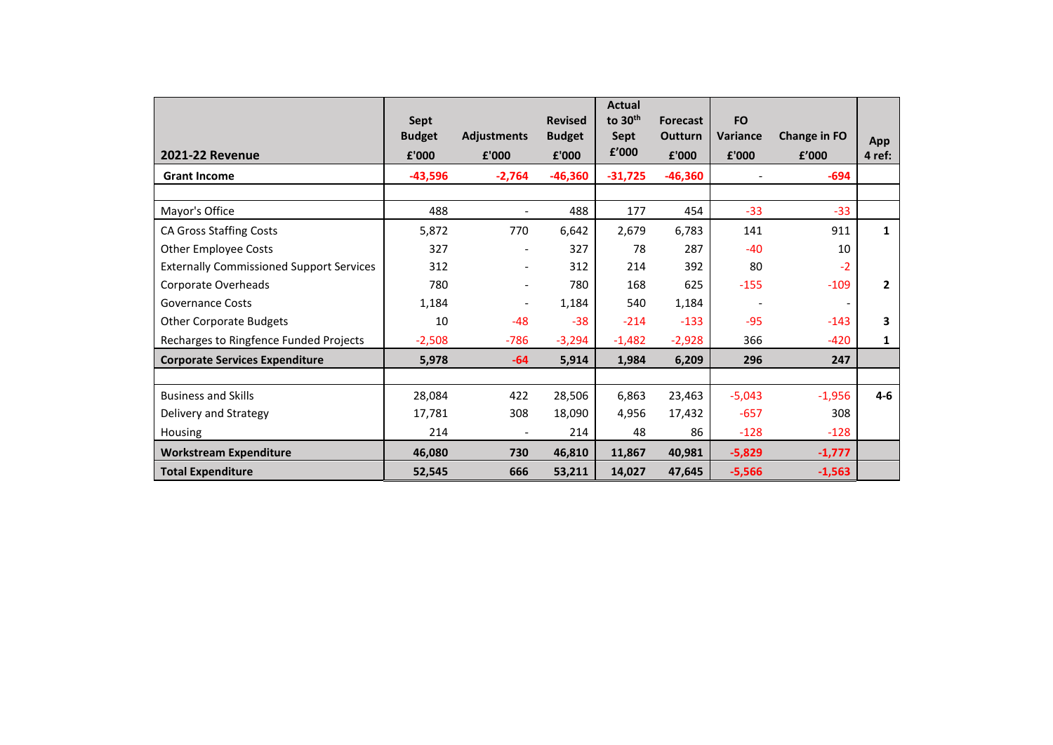| 2021-22 Revenue | Sept Budget £'000 | Adjustments £'000 | Revised Budget £'000 | Actual to 30th Sept £'000 | Forecast Outturn £'000 | FO Variance £'000 | Change in FO £'000 | App 4 ref: |
|---|---|---|---|---|---|---|---|---|
| **Grant Income** | **-43,596** | **-2,764** | **-46,360** | **-31,725** | **-46,360** | - | **-694** | |
| | | | | | | | | |
| Mayor's Office | 488 | - | 488 | 177 | 454 | -33 | -33 | |
| CA Gross Staffing Costs | 5,872 | 770 | 6,642 | 2,679 | 6,783 | 141 | 911 | **1** |
| Other Employee Costs | 327 | - | 327 | 78 | 287 | -40 | 10 | |
| Externally Commissioned Support Services | 312 | - | 312 | 214 | 392 | 80 | -2 | |
| Corporate Overheads | 780 | - | 780 | 168 | 625 | -155 | -109 | **2** |
| Governance Costs | 1,184 | - | 1,184 | 540 | 1,184 | - | - | |
| Other Corporate Budgets | 10 | -48 | -38 | -214 | -133 | -95 | -143 | **3** |
| Recharges to Ringfence Funded Projects | -2,508 | -786 | -3,294 | -1,482 | -2,928 | 366 | -420 | **1** |
| **Corporate Services Expenditure** | **5,978** | **-64** | **5,914** | **1,984** | **6,209** | **296** | **247** | |
| | | | | | | | | |
| Business and Skills | 28,084 | 422 | 28,506 | 6,863 | 23,463 | -5,043 | -1,956 | **4-6** |
| Delivery and Strategy | 17,781 | 308 | 18,090 | 4,956 | 17,432 | -657 | 308 | |
| Housing | 214 | - | 214 | 48 | 86 | -128 | -128 | |
| **Workstream Expenditure** | **46,080** | **730** | **46,810** | **11,867** | **40,981** | **-5,829** | **-1,777** | |
| **Total Expenditure** | **52,545** | **666** | **53,211** | **14,027** | **47,645** | **-5,566** | **-1,563** | |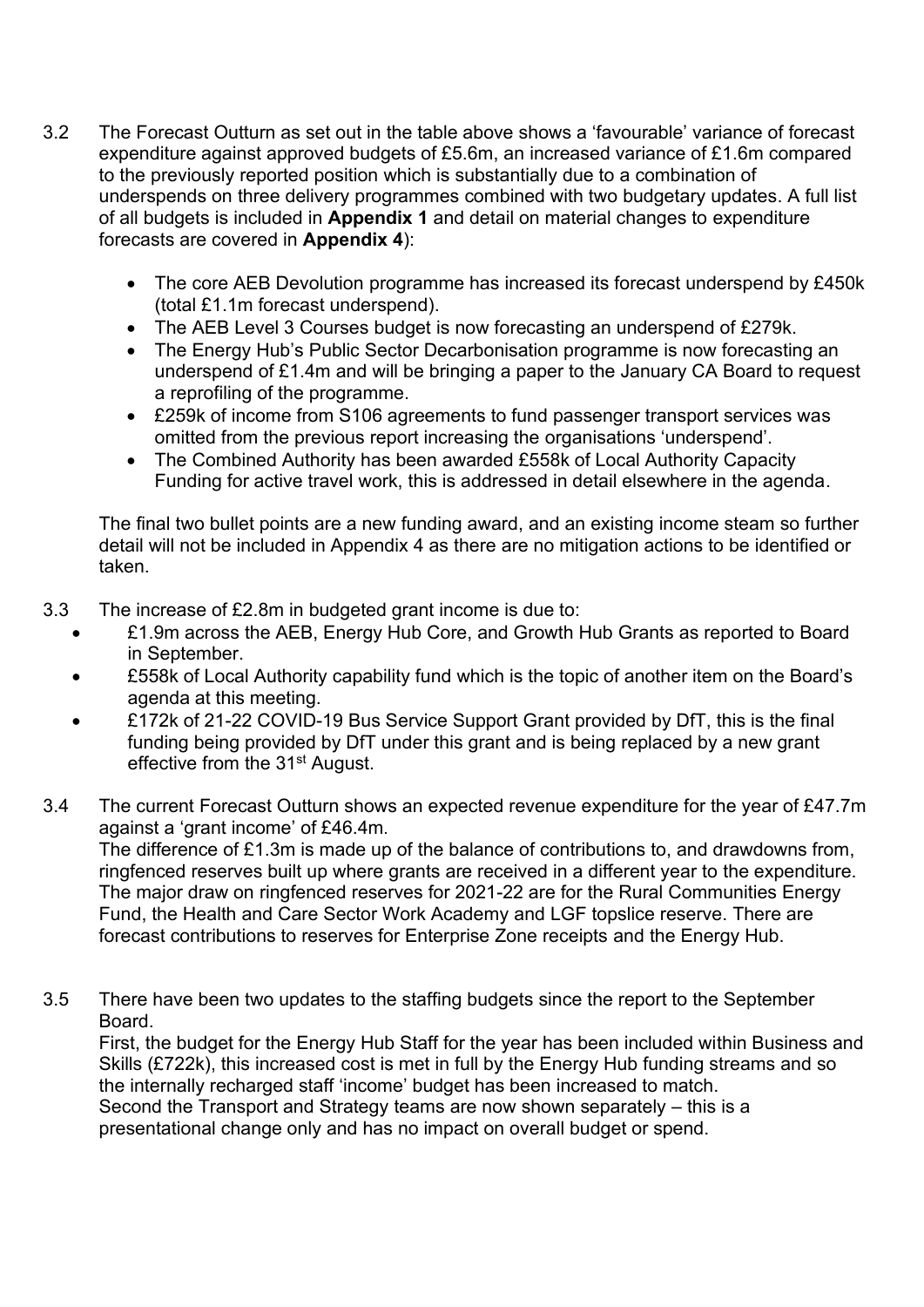3.2 The Forecast Outturn as set out in the table above shows a 'favourable' variance of forecast expenditure against approved budgets of £5.6m, an increased variance of £1.6m compared to the previously reported position which is substantially due to a combination of underspends on three delivery programmes combined with two budgetary updates. A full list of all budgets is included in **Appendix 1** and detail on material changes to expenditure forecasts are covered in **Appendix 4**):

- The core AEB Devolution programme has increased its forecast underspend by £450k (total £1.1m forecast underspend).
- The AEB Level 3 Courses budget is now forecasting an underspend of £279k.
- The Energy Hub's Public Sector Decarbonisation programme is now forecasting an underspend of £1.4m and will be bringing a paper to the January CA Board to request a reprofiling of the programme.
- £259k of income from S106 agreements to fund passenger transport services was omitted from the previous report increasing the organisations 'underspend'.
- The Combined Authority has been awarded £558k of Local Authority Capacity Funding for active travel work, this is addressed in detail elsewhere in the agenda.

The final two bullet points are a new funding award, and an existing income steam so further detail will not be included in Appendix 4 as there are no mitigation actions to be identified or taken.

3.3 The increase of £2.8m in budgeted grant income is due to:

- £1.9m across the AEB, Energy Hub Core, and Growth Hub Grants as reported to Board in September.
- £558k of Local Authority capability fund which is the topic of another item on the Board's agenda at this meeting.
- £172k of 21-22 COVID-19 Bus Service Support Grant provided by DfT, this is the final funding being provided by DfT under this grant and is being replaced by a new grant effective from the 31st August.

3.4 The current Forecast Outturn shows an expected revenue expenditure for the year of £47.7m against a 'grant income' of £46.4m.
The difference of £1.3m is made up of the balance of contributions to, and drawdowns from, ringfenced reserves built up where grants are received in a different year to the expenditure. The major draw on ringfenced reserves for 2021-22 are for the Rural Communities Energy Fund, the Health and Care Sector Work Academy and LGF topslice reserve. There are forecast contributions to reserves for Enterprise Zone receipts and the Energy Hub.

3.5 There have been two updates to the staffing budgets since the report to the September Board.
First, the budget for the Energy Hub Staff for the year has been included within Business and Skills (£722k), this increased cost is met in full by the Energy Hub funding streams and so the internally recharged staff 'income' budget has been increased to match.
Second the Transport and Strategy teams are now shown separately – this is a presentational change only and has no impact on overall budget or spend.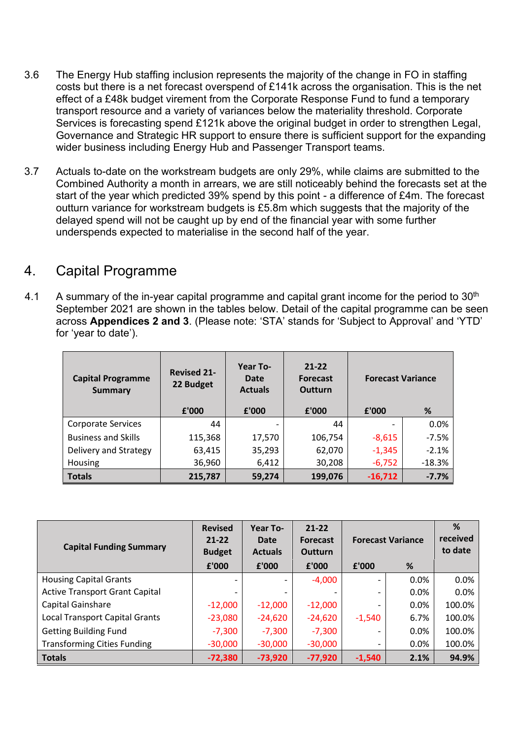3.6 The Energy Hub staffing inclusion represents the majority of the change in FO in staffing costs but there is a net forecast overspend of £141k across the organisation. This is the net effect of a £48k budget virement from the Corporate Response Fund to fund a temporary transport resource and a variety of variances below the materiality threshold. Corporate Services is forecasting spend £121k above the original budget in order to strengthen Legal, Governance and Strategic HR support to ensure there is sufficient support for the expanding wider business including Energy Hub and Passenger Transport teams.

3.7 Actuals to-date on the workstream budgets are only 29%, while claims are submitted to the Combined Authority a month in arrears, we are still noticeably behind the forecasts set at the start of the year which predicted 39% spend by this point - a difference of £4m. The forecast outturn variance for workstream budgets is £5.8m which suggests that the majority of the delayed spend will not be caught up by end of the financial year with some further underspends expected to materialise in the second half of the year.

## 4. Capital Programme

4.1 A summary of the in-year capital programme and capital grant income for the period to 30th September 2021 are shown in the tables below. Detail of the capital programme can be seen across **Appendices 2 and 3**. (Please note: 'STA' stands for 'Subject to Approval' and 'YTD' for 'year to date').

| Capital Programme Summary | Revised 21-22 Budget | Year To-Date Actuals | 21-22 Forecast Outturn | Forecast Variance | |
|---|---|---|---|---|---|
| | £'000 | £'000 | £'000 | £'000 | % |
| Corporate Services | 44 | - | 44 | - | 0.0% |
| Business and Skills | 115,368 | 17,570 | 106,754 | -8,615 | -7.5% |
| Delivery and Strategy | 63,415 | 35,293 | 62,070 | -1,345 | -2.1% |
| Housing | 36,960 | 6,412 | 30,208 | -6,752 | -18.3% |
| **Totals** | **215,787** | **59,274** | **199,076** | **-16,712** | **-7.7%** |

| Capital Funding Summary | Revised 21-22 Budget | Year To-Date Actuals | 21-22 Forecast Outturn | Forecast Variance | | % received to date |
|---|---|---|---|---|---|---|
| | £'000 | £'000 | £'000 | £'000 | % | |
| Housing Capital Grants | - | - | -4,000 | - | 0.0% | 0.0% |
| Active Transport Grant Capital | - | - | - | - | 0.0% | 0.0% |
| Capital Gainshare | -12,000 | -12,000 | -12,000 | - | 0.0% | 100.0% |
| Local Transport Capital Grants | -23,080 | -24,620 | -24,620 | -1,540 | 6.7% | 100.0% |
| Getting Building Fund | -7,300 | -7,300 | -7,300 | - | 0.0% | 100.0% |
| Transforming Cities Funding | -30,000 | -30,000 | -30,000 | - | 0.0% | 100.0% |
| **Totals** | **-72,380** | **-73,920** | **-77,920** | **-1,540** | **2.1%** | **94.9%** |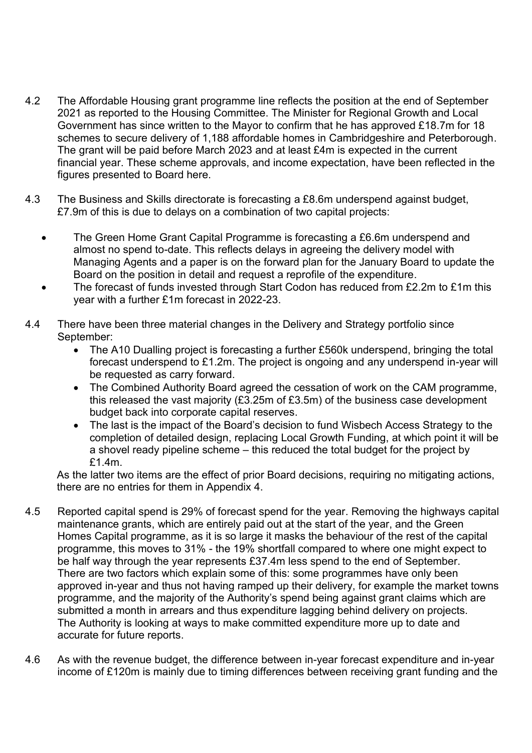4.2 The Affordable Housing grant programme line reflects the position at the end of September 2021 as reported to the Housing Committee. The Minister for Regional Growth and Local Government has since written to the Mayor to confirm that he has approved £18.7m for 18 schemes to secure delivery of 1,188 affordable homes in Cambridgeshire and Peterborough. The grant will be paid before March 2023 and at least £4m is expected in the current financial year. These scheme approvals, and income expectation, have been reflected in the figures presented to Board here.

4.3 The Business and Skills directorate is forecasting a £8.6m underspend against budget, £7.9m of this is due to delays on a combination of two capital projects:

- The Green Home Grant Capital Programme is forecasting a £6.6m underspend and almost no spend to-date. This reflects delays in agreeing the delivery model with Managing Agents and a paper is on the forward plan for the January Board to update the Board on the position in detail and request a reprofile of the expenditure.
- The forecast of funds invested through Start Codon has reduced from £2.2m to £1m this year with a further £1m forecast in 2022-23.

4.4 There have been three material changes in the Delivery and Strategy portfolio since September:

- The A10 Dualling project is forecasting a further £560k underspend, bringing the total forecast underspend to £1.2m. The project is ongoing and any underspend in-year will be requested as carry forward.
- The Combined Authority Board agreed the cessation of work on the CAM programme, this released the vast majority (£3.25m of £3.5m) of the business case development budget back into corporate capital reserves.
- The last is the impact of the Board's decision to fund Wisbech Access Strategy to the completion of detailed design, replacing Local Growth Funding, at which point it will be a shovel ready pipeline scheme – this reduced the total budget for the project by £1.4m.

As the latter two items are the effect of prior Board decisions, requiring no mitigating actions, there are no entries for them in Appendix 4.

4.5 Reported capital spend is 29% of forecast spend for the year. Removing the highways capital maintenance grants, which are entirely paid out at the start of the year, and the Green Homes Capital programme, as it is so large it masks the behaviour of the rest of the capital programme, this moves to 31% - the 19% shortfall compared to where one might expect to be half way through the year represents £37.4m less spend to the end of September. There are two factors which explain some of this: some programmes have only been approved in-year and thus not having ramped up their delivery, for example the market towns programme, and the majority of the Authority's spend being against grant claims which are submitted a month in arrears and thus expenditure lagging behind delivery on projects. The Authority is looking at ways to make committed expenditure more up to date and accurate for future reports.

4.6 As with the revenue budget, the difference between in-year forecast expenditure and in-year income of £120m is mainly due to timing differences between receiving grant funding and the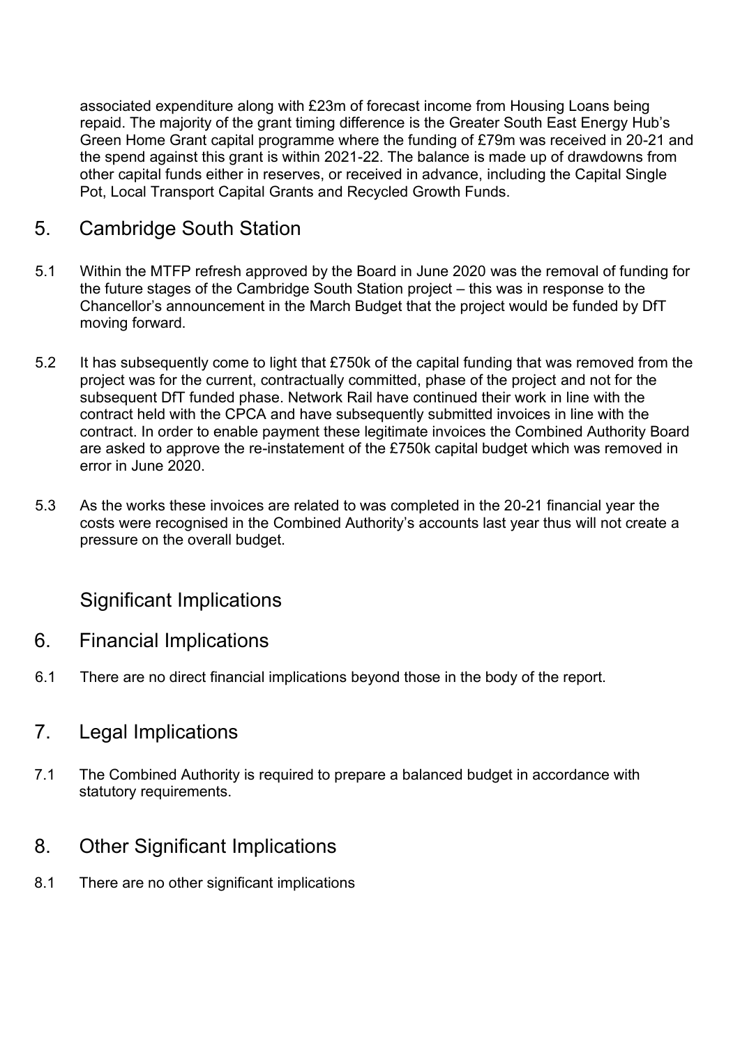associated expenditure along with £23m of forecast income from Housing Loans being repaid. The majority of the grant timing difference is the Greater South East Energy Hub's Green Home Grant capital programme where the funding of £79m was received in 20-21 and the spend against this grant is within 2021-22. The balance is made up of drawdowns from other capital funds either in reserves, or received in advance, including the Capital Single Pot, Local Transport Capital Grants and Recycled Growth Funds.

## 5. Cambridge South Station

5.1 Within the MTFP refresh approved by the Board in June 2020 was the removal of funding for the future stages of the Cambridge South Station project – this was in response to the Chancellor's announcement in the March Budget that the project would be funded by DfT moving forward.

5.2 It has subsequently come to light that £750k of the capital funding that was removed from the project was for the current, contractually committed, phase of the project and not for the subsequent DfT funded phase. Network Rail have continued their work in line with the contract held with the CPCA and have subsequently submitted invoices in line with the contract. In order to enable payment these legitimate invoices the Combined Authority Board are asked to approve the re-instatement of the £750k capital budget which was removed in error in June 2020.

5.3 As the works these invoices are related to was completed in the 20-21 financial year the costs were recognised in the Combined Authority's accounts last year thus will not create a pressure on the overall budget.

## Significant Implications

## 6. Financial Implications

6.1 There are no direct financial implications beyond those in the body of the report.

## 7. Legal Implications

7.1 The Combined Authority is required to prepare a balanced budget in accordance with statutory requirements.

## 8. Other Significant Implications

8.1 There are no other significant implications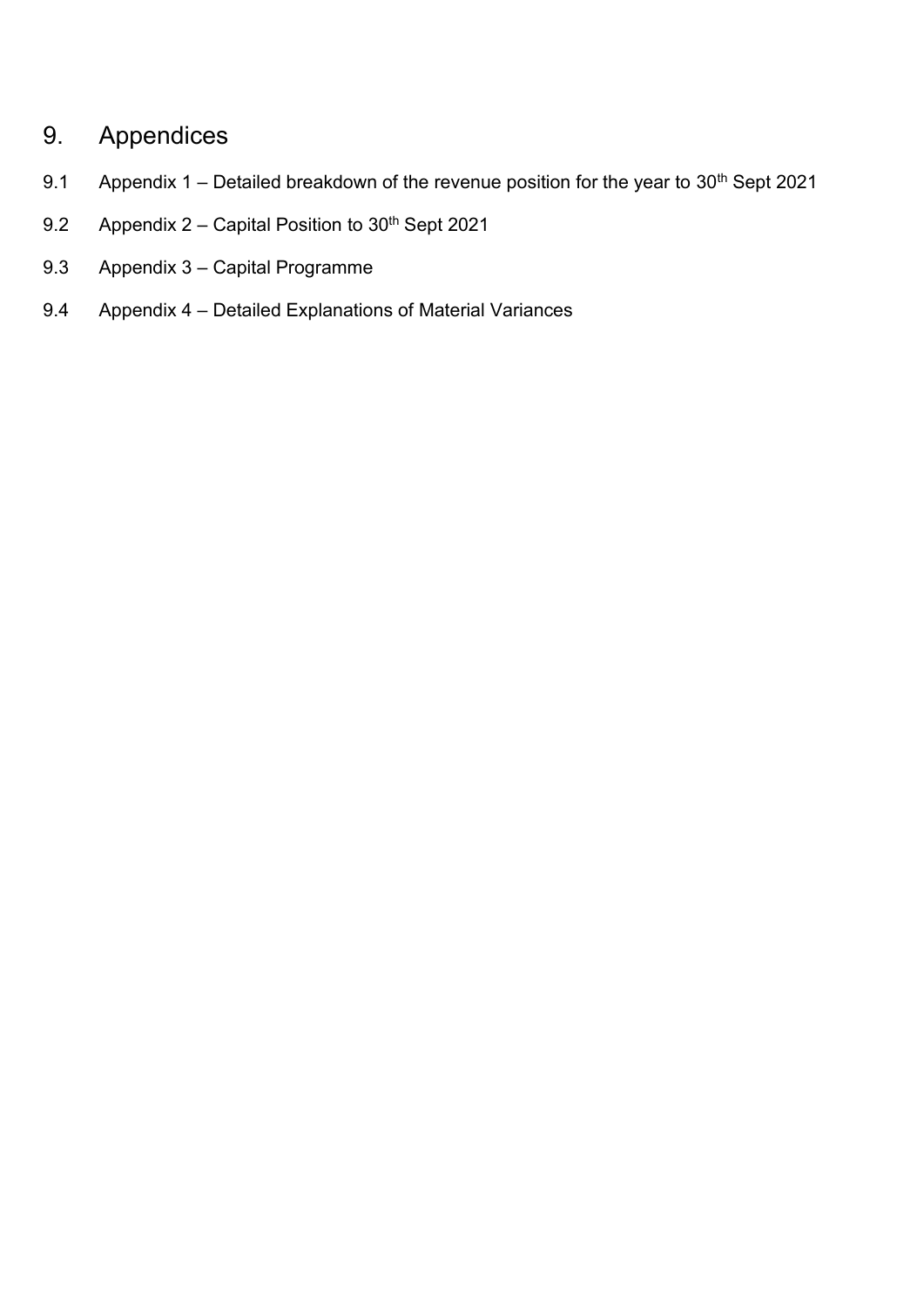# 9. Appendices

9.1 Appendix 1 – Detailed breakdown of the revenue position for the year to 30th Sept 2021

9.2 Appendix 2 – Capital Position to 30th Sept 2021

9.3 Appendix 3 – Capital Programme

9.4 Appendix 4 – Detailed Explanations of Material Variances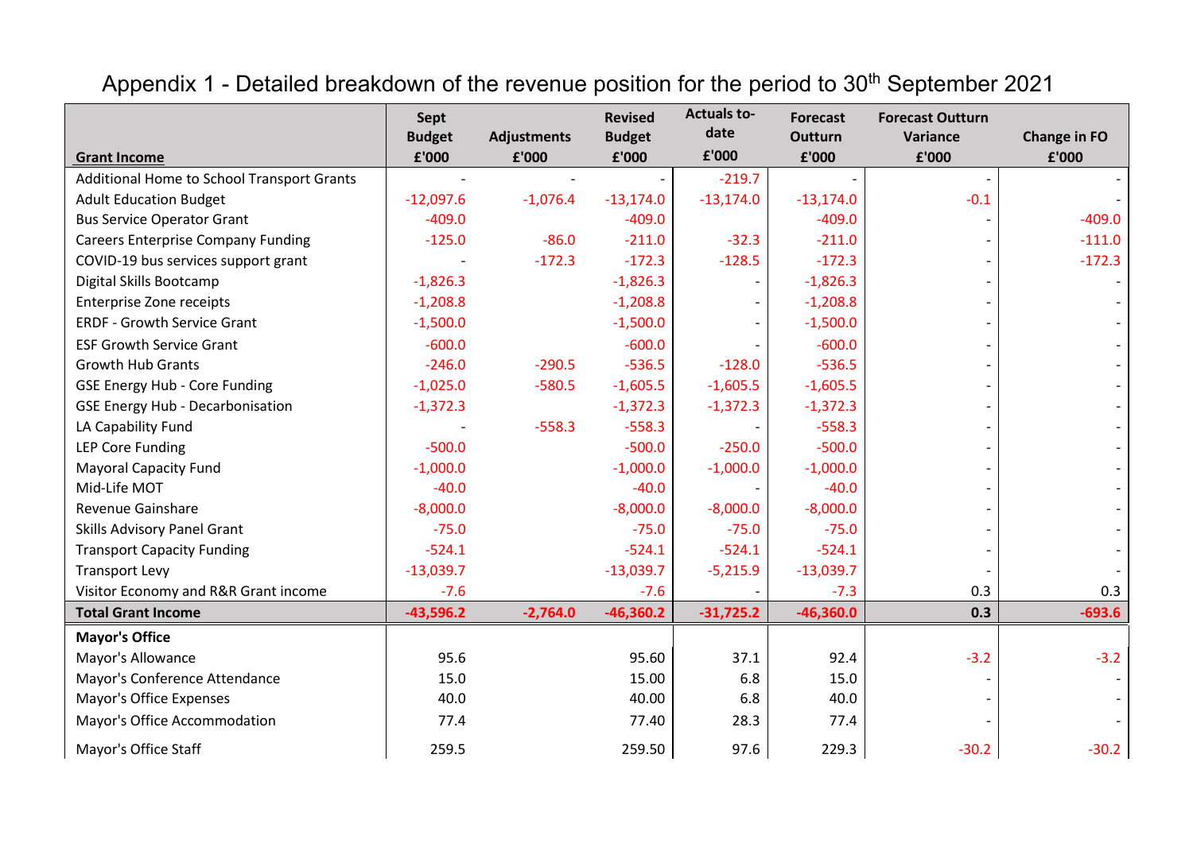# Appendix 1 - Detailed breakdown of the revenue position for the period to 30th September 2021

| Grant Income | Sept Budget £'000 | Adjustments £'000 | Revised Budget £'000 | Actuals to-date £'000 | Forecast Outturn £'000 | Forecast Outturn Variance £'000 | Change in FO £'000 |
|---|---|---|---|---|---|---|---|
| Additional Home to School Transport Grants | - | - | - | -219.7 | - | - | - |
| Adult Education Budget | -12,097.6 | -1,076.4 | -13,174.0 | -13,174.0 | -13,174.0 | -0.1 | - |
| Bus Service Operator Grant | -409.0 | | -409.0 | | -409.0 | - | -409.0 |
| Careers Enterprise Company Funding | -125.0 | -86.0 | -211.0 | -32.3 | -211.0 | - | -111.0 |
| COVID-19 bus services support grant | - | -172.3 | -172.3 | -128.5 | -172.3 | - | -172.3 |
| Digital Skills Bootcamp | -1,826.3 | | -1,826.3 | - | -1,826.3 | - | - |
| Enterprise Zone receipts | -1,208.8 | | -1,208.8 | - | -1,208.8 | - | - |
| ERDF - Growth Service Grant | -1,500.0 | | -1,500.0 | - | -1,500.0 | - | - |
| ESF Growth Service Grant | -600.0 | | -600.0 | - | -600.0 | - | - |
| Growth Hub Grants | -246.0 | -290.5 | -536.5 | -128.0 | -536.5 | - | - |
| GSE Energy Hub - Core Funding | -1,025.0 | -580.5 | -1,605.5 | -1,605.5 | -1,605.5 | - | - |
| GSE Energy Hub - Decarbonisation | -1,372.3 | | -1,372.3 | -1,372.3 | -1,372.3 | - | - |
| LA Capability Fund | - | -558.3 | -558.3 | - | -558.3 | - | - |
| LEP Core Funding | -500.0 | | -500.0 | -250.0 | -500.0 | - | - |
| Mayoral Capacity Fund | -1,000.0 | | -1,000.0 | -1,000.0 | -1,000.0 | - | - |
| Mid-Life MOT | -40.0 | | -40.0 | - | -40.0 | - | - |
| Revenue Gainshare | -8,000.0 | | -8,000.0 | -8,000.0 | -8,000.0 | - | - |
| Skills Advisory Panel Grant | -75.0 | | -75.0 | -75.0 | -75.0 | - | - |
| Transport Capacity Funding | -524.1 | | -524.1 | -524.1 | -524.1 | - | - |
| Transport Levy | -13,039.7 | | -13,039.7 | -5,215.9 | -13,039.7 | - | - |
| Visitor Economy and R&R Grant income | -7.6 | | -7.6 | - | -7.3 | 0.3 | 0.3 |
| **Total Grant Income** | **-43,596.2** | **-2,764.0** | **-46,360.2** | **-31,725.2** | **-46,360.0** | **0.3** | **-693.6** |
| **Mayor's Office** | | | | | | | |
| Mayor's Allowance | 95.6 | | 95.60 | 37.1 | 92.4 | -3.2 | -3.2 |
| Mayor's Conference Attendance | 15.0 | | 15.00 | 6.8 | 15.0 | - | - |
| Mayor's Office Expenses | 40.0 | | 40.00 | 6.8 | 40.0 | - | - |
| Mayor's Office Accommodation | 77.4 | | 77.40 | 28.3 | 77.4 | - | - |
| Mayor's Office Staff | 259.5 | | 259.50 | 97.6 | 229.3 | -30.2 | -30.2 |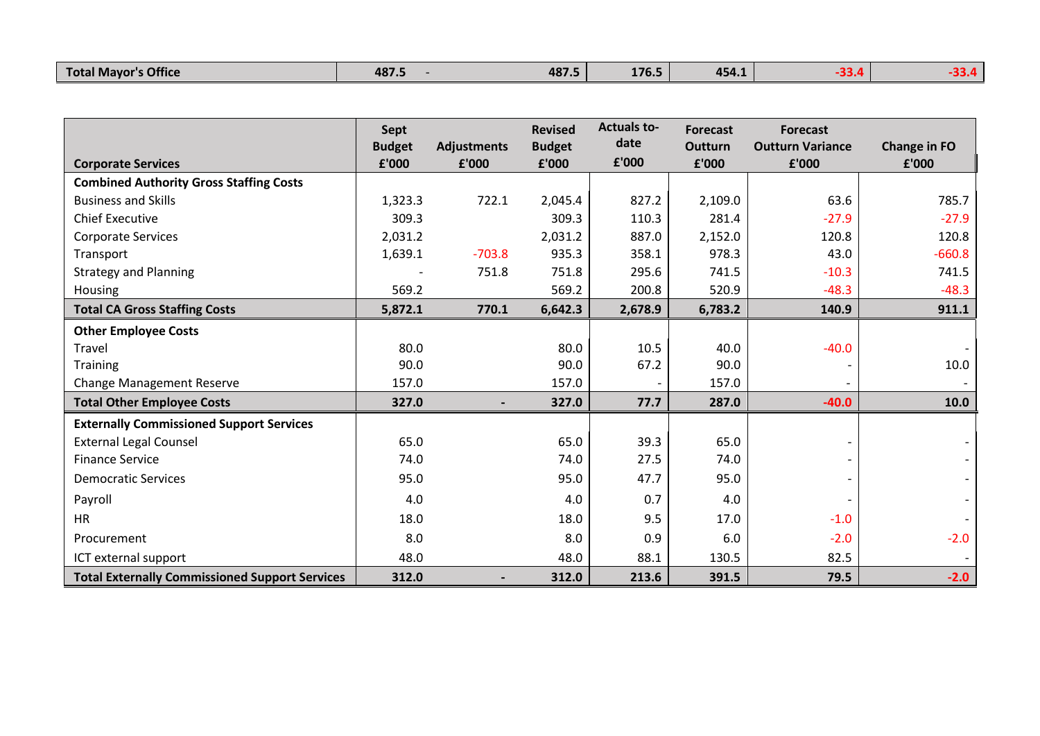| Total Mayor's Office | 487.5 | - | 487.5 | 176.5 | 454.1 | -33.4 | -33.4 |
|---|---|---|---|---|---|---|---|

| Corporate Services | Sept Budget £'000 | Adjustments £'000 | Revised Budget £'000 | Actuals to-date £'000 | Forecast Outturn £'000 | Forecast Outturn Variance £'000 | Change in FO £'000 |
|---|---|---|---|---|---|---|---|
| **Combined Authority Gross Staffing Costs** | | | | | | | |
| Business and Skills | 1,323.3 | 722.1 | 2,045.4 | 827.2 | 2,109.0 | 63.6 | 785.7 |
| Chief Executive | 309.3 | | 309.3 | 110.3 | 281.4 | -27.9 | -27.9 |
| Corporate Services | 2,031.2 | | 2,031.2 | 887.0 | 2,152.0 | 120.8 | 120.8 |
| Transport | 1,639.1 | -703.8 | 935.3 | 358.1 | 978.3 | 43.0 | -660.8 |
| Strategy and Planning | - | 751.8 | 751.8 | 295.6 | 741.5 | -10.3 | 741.5 |
| Housing | 569.2 | | 569.2 | 200.8 | 520.9 | -48.3 | -48.3 |
| **Total CA Gross Staffing Costs** | **5,872.1** | **770.1** | **6,642.3** | **2,678.9** | **6,783.2** | **140.9** | **911.1** |
| **Other Employee Costs** | | | | | | | |
| Travel | 80.0 | | 80.0 | 10.5 | 40.0 | -40.0 | - |
| Training | 90.0 | | 90.0 | 67.2 | 90.0 | - | 10.0 |
| Change Management Reserve | 157.0 | | 157.0 | - | 157.0 | - | - |
| **Total Other Employee Costs** | **327.0** | **-** | **327.0** | **77.7** | **287.0** | **-40.0** | **10.0** |
| **Externally Commissioned Support Services** | | | | | | | |
| External Legal Counsel | 65.0 | | 65.0 | 39.3 | 65.0 | - | - |
| Finance Service | 74.0 | | 74.0 | 27.5 | 74.0 | - | - |
| Democratic Services | 95.0 | | 95.0 | 47.7 | 95.0 | - | - |
| Payroll | 4.0 | | 4.0 | 0.7 | 4.0 | - | - |
| HR | 18.0 | | 18.0 | 9.5 | 17.0 | -1.0 | - |
| Procurement | 8.0 | | 8.0 | 0.9 | 6.0 | -2.0 | -2.0 |
| ICT external support | 48.0 | | 48.0 | 88.1 | 130.5 | 82.5 | - |
| **Total Externally Commissioned Support Services** | **312.0** | **-** | **312.0** | **213.6** | **391.5** | **79.5** | **-2.0** |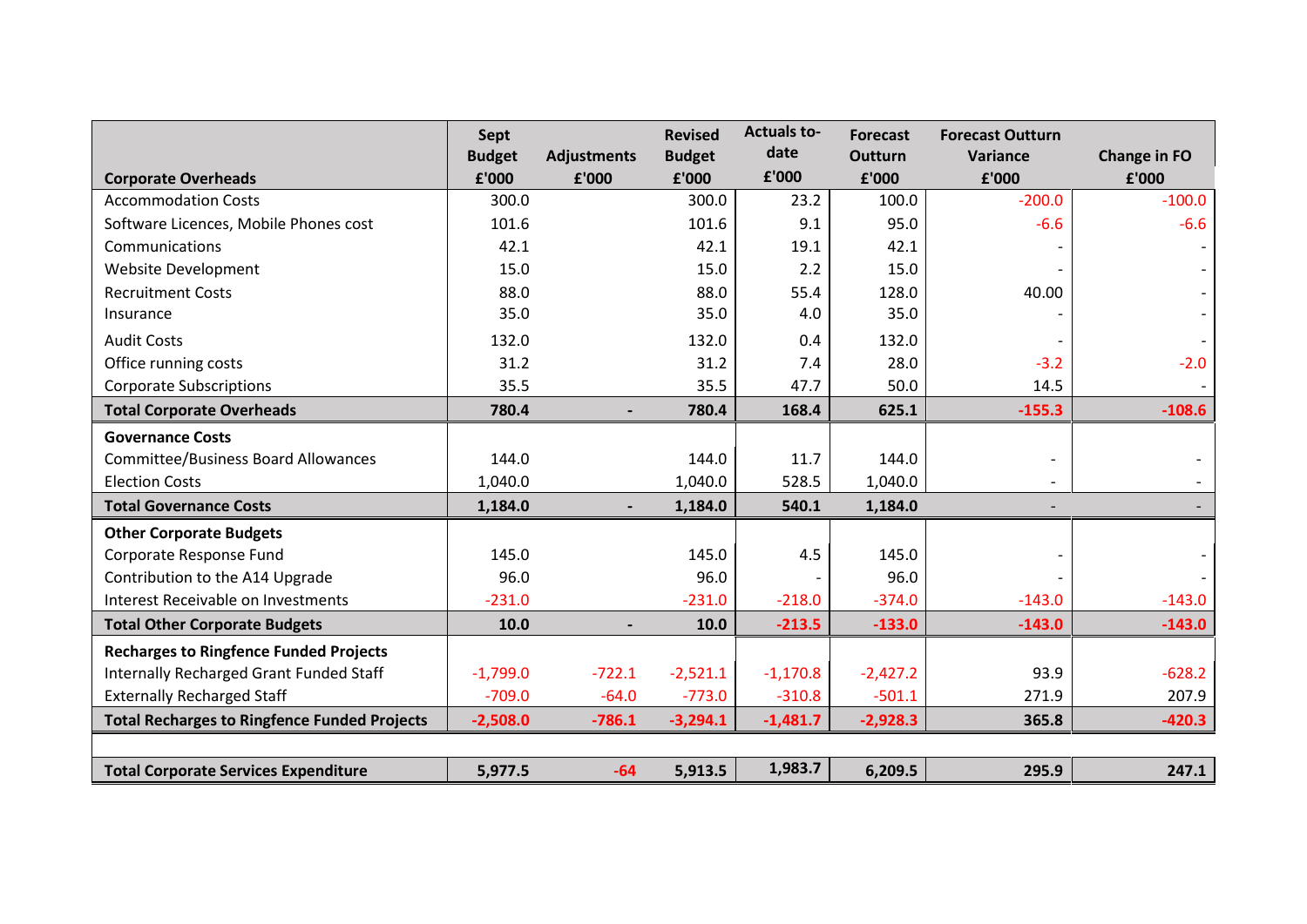| Corporate Overheads | Sept Budget £'000 | Adjustments £'000 | Revised Budget £'000 | Actuals to-date £'000 | Forecast Outturn £'000 | Forecast Outturn Variance £'000 | Change in FO £'000 |
|---|---|---|---|---|---|---|---|
| Accommodation Costs | 300.0 | | 300.0 | 23.2 | 100.0 | -200.0 | -100.0 |
| Software Licences, Mobile Phones cost | 101.6 | | 101.6 | 9.1 | 95.0 | -6.6 | -6.6 |
| Communications | 42.1 | | 42.1 | 19.1 | 42.1 | - | - |
| Website Development | 15.0 | | 15.0 | 2.2 | 15.0 | - | - |
| Recruitment Costs | 88.0 | | 88.0 | 55.4 | 128.0 | 40.00 | - |
| Insurance | 35.0 | | 35.0 | 4.0 | 35.0 | - | - |
| Audit Costs | 132.0 | | 132.0 | 0.4 | 132.0 | - | - |
| Office running costs | 31.2 | | 31.2 | 7.4 | 28.0 | -3.2 | -2.0 |
| Corporate Subscriptions | 35.5 | | 35.5 | 47.7 | 50.0 | 14.5 | - |
| **Total Corporate Overheads** | **780.4** | **-** | **780.4** | **168.4** | **625.1** | **-155.3** | **-108.6** |
| **Governance Costs** | | | | | | | |
| Committee/Business Board Allowances | 144.0 | | 144.0 | 11.7 | 144.0 | - | - |
| Election Costs | 1,040.0 | | 1,040.0 | 528.5 | 1,040.0 | - | - |
| **Total Governance Costs** | **1,184.0** | **-** | **1,184.0** | **540.1** | **1,184.0** | - | - |
| **Other Corporate Budgets** | | | | | | | |
| Corporate Response Fund | 145.0 | | 145.0 | 4.5 | 145.0 | - | - |
| Contribution to the A14 Upgrade | 96.0 | | 96.0 | - | 96.0 | - | - |
| Interest Receivable on Investments | -231.0 | | -231.0 | -218.0 | -374.0 | -143.0 | -143.0 |
| **Total Other Corporate Budgets** | **10.0** | **-** | **10.0** | **-213.5** | **-133.0** | **-143.0** | **-143.0** |
| **Recharges to Ringfence Funded Projects** | | | | | | | |
| Internally Recharged Grant Funded Staff | -1,799.0 | -722.1 | -2,521.1 | -1,170.8 | -2,427.2 | 93.9 | -628.2 |
| Externally Recharged Staff | -709.0 | -64.0 | -773.0 | -310.8 | -501.1 | 271.9 | 207.9 |
| **Total Recharges to Ringfence Funded Projects** | **-2,508.0** | **-786.1** | **-3,294.1** | **-1,481.7** | **-2,928.3** | **365.8** | **-420.3** |
| | | | | | | | |
| **Total Corporate Services Expenditure** | **5,977.5** | **-64** | **5,913.5** | **1,983.7** | **6,209.5** | **295.9** | **247.1** |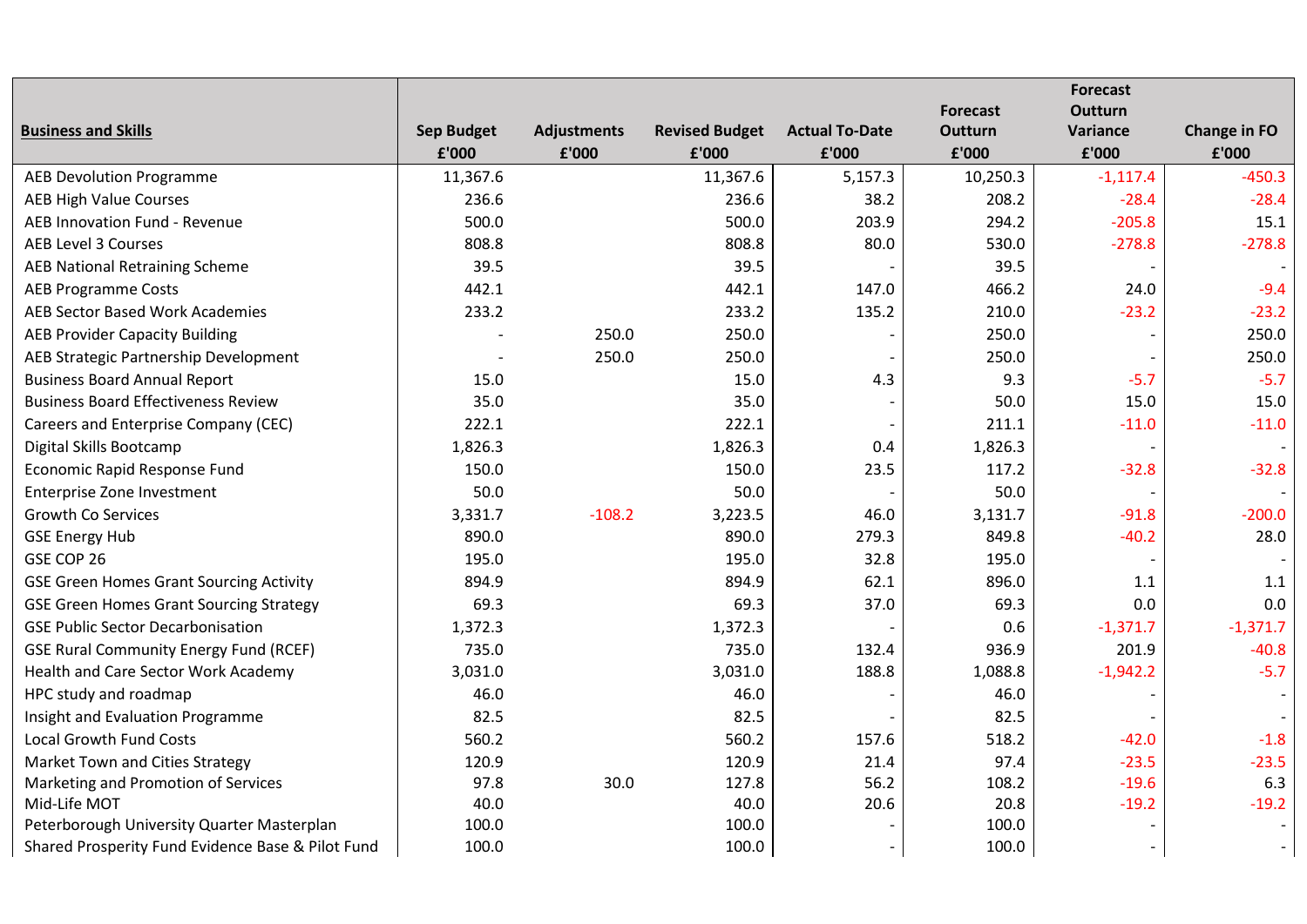| **Business and Skills** | Sep Budget £'000 | Adjustments £'000 | Revised Budget £'000 | Actual To-Date £'000 | Forecast Outturn £'000 | Forecast Outturn Variance £'000 | Change in FO £'000 |
|---|---|---|---|---|---|---|---|
| AEB Devolution Programme | 11,367.6 | | 11,367.6 | 5,157.3 | 10,250.3 | -1,117.4 | -450.3 |
| AEB High Value Courses | 236.6 | | 236.6 | 38.2 | 208.2 | -28.4 | -28.4 |
| AEB Innovation Fund - Revenue | 500.0 | | 500.0 | 203.9 | 294.2 | -205.8 | 15.1 |
| AEB Level 3 Courses | 808.8 | | 808.8 | 80.0 | 530.0 | -278.8 | -278.8 |
| AEB National Retraining Scheme | 39.5 | | 39.5 | - | 39.5 | - | - |
| AEB Programme Costs | 442.1 | | 442.1 | 147.0 | 466.2 | 24.0 | -9.4 |
| AEB Sector Based Work Academies | 233.2 | | 233.2 | 135.2 | 210.0 | -23.2 | -23.2 |
| AEB Provider Capacity Building | - | 250.0 | 250.0 | - | 250.0 | - | 250.0 |
| AEB Strategic Partnership Development | - | 250.0 | 250.0 | - | 250.0 | - | 250.0 |
| Business Board Annual Report | 15.0 | | 15.0 | 4.3 | 9.3 | -5.7 | -5.7 |
| Business Board Effectiveness Review | 35.0 | | 35.0 | - | 50.0 | 15.0 | 15.0 |
| Careers and Enterprise Company (CEC) | 222.1 | | 222.1 | - | 211.1 | -11.0 | -11.0 |
| Digital Skills Bootcamp | 1,826.3 | | 1,826.3 | 0.4 | 1,826.3 | - | - |
| Economic Rapid Response Fund | 150.0 | | 150.0 | 23.5 | 117.2 | -32.8 | -32.8 |
| Enterprise Zone Investment | 50.0 | | 50.0 | - | 50.0 | - | - |
| Growth Co Services | 3,331.7 | -108.2 | 3,223.5 | 46.0 | 3,131.7 | -91.8 | -200.0 |
| GSE Energy Hub | 890.0 | | 890.0 | 279.3 | 849.8 | -40.2 | 28.0 |
| GSE COP 26 | 195.0 | | 195.0 | 32.8 | 195.0 | - | - |
| GSE Green Homes Grant Sourcing Activity | 894.9 | | 894.9 | 62.1 | 896.0 | 1.1 | 1.1 |
| GSE Green Homes Grant Sourcing Strategy | 69.3 | | 69.3 | 37.0 | 69.3 | 0.0 | 0.0 |
| GSE Public Sector Decarbonisation | 1,372.3 | | 1,372.3 | - | 0.6 | -1,371.7 | -1,371.7 |
| GSE Rural Community Energy Fund (RCEF) | 735.0 | | 735.0 | 132.4 | 936.9 | 201.9 | -40.8 |
| Health and Care Sector Work Academy | 3,031.0 | | 3,031.0 | 188.8 | 1,088.8 | -1,942.2 | -5.7 |
| HPC study and roadmap | 46.0 | | 46.0 | - | 46.0 | - | - |
| Insight and Evaluation Programme | 82.5 | | 82.5 | - | 82.5 | - | - |
| Local Growth Fund Costs | 560.2 | | 560.2 | 157.6 | 518.2 | -42.0 | -1.8 |
| Market Town and Cities Strategy | 120.9 | | 120.9 | 21.4 | 97.4 | -23.5 | -23.5 |
| Marketing and Promotion of Services | 97.8 | 30.0 | 127.8 | 56.2 | 108.2 | -19.6 | 6.3 |
| Mid-Life MOT | 40.0 | | 40.0 | 20.6 | 20.8 | -19.2 | -19.2 |
| Peterborough University Quarter Masterplan | 100.0 | | 100.0 | - | 100.0 | - | - |
| Shared Prosperity Fund Evidence Base & Pilot Fund | 100.0 | | 100.0 | - | 100.0 | - | - |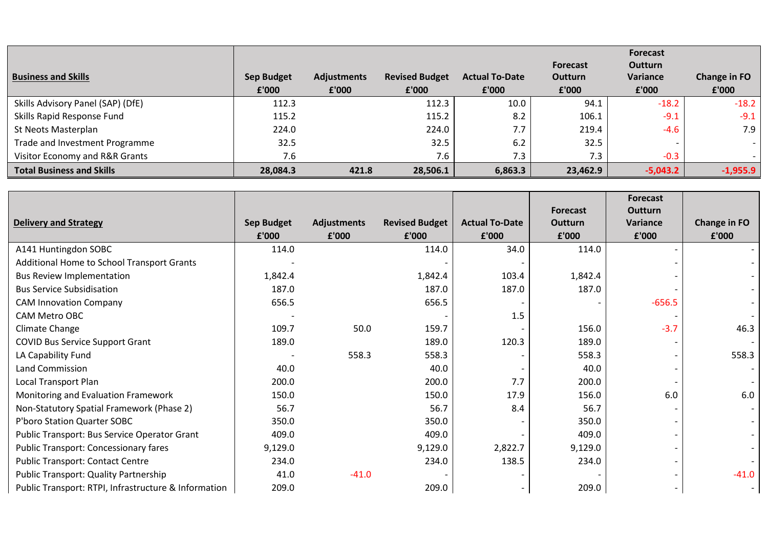| **Business and Skills** | **Sep Budget £'000** | **Adjustments £'000** | **Revised Budget £'000** | **Actual To-Date £'000** | **Forecast Outturn £'000** | **Forecast Outturn Variance £'000** | **Change in FO £'000** |
|---|---|---|---|---|---|---|---|
| Skills Advisory Panel (SAP) (DfE) | 112.3 | | 112.3 | 10.0 | 94.1 | -18.2 | -18.2 |
| Skills Rapid Response Fund | 115.2 | | 115.2 | 8.2 | 106.1 | -9.1 | -9.1 |
| St Neots Masterplan | 224.0 | | 224.0 | 7.7 | 219.4 | -4.6 | 7.9 |
| Trade and Investment Programme | 32.5 | | 32.5 | 6.2 | 32.5 | - | - |
| Visitor Economy and R&R Grants | 7.6 | | 7.6 | 7.3 | 7.3 | -0.3 | - |
| **Total Business and Skills** | **28,084.3** | **421.8** | **28,506.1** | **6,863.3** | **23,462.9** | **-5,043.2** | **-1,955.9** |

| **Delivery and Strategy** | **Sep Budget £'000** | **Adjustments £'000** | **Revised Budget £'000** | **Actual To-Date £'000** | **Forecast Outturn £'000** | **Forecast Outturn Variance £'000** | **Change in FO £'000** |
|---|---|---|---|---|---|---|---|
| A141 Huntingdon SOBC | 114.0 | | 114.0 | 34.0 | 114.0 | - | - |
| Additional Home to School Transport Grants | - | | - | - | | - | - |
| Bus Review Implementation | 1,842.4 | | 1,842.4 | 103.4 | 1,842.4 | - | - |
| Bus Service Subsidisation | 187.0 | | 187.0 | 187.0 | 187.0 | - | - |
| CAM Innovation Company | 656.5 | | 656.5 | - | - | -656.5 | - |
| CAM Metro OBC | - | | - | 1.5 | | - | - |
| Climate Change | 109.7 | 50.0 | 159.7 | - | 156.0 | -3.7 | 46.3 |
| COVID Bus Service Support Grant | 189.0 | | 189.0 | 120.3 | 189.0 | - | - |
| LA Capability Fund | - | 558.3 | 558.3 | - | 558.3 | - | 558.3 |
| Land Commission | 40.0 | | 40.0 | - | 40.0 | - | - |
| Local Transport Plan | 200.0 | | 200.0 | 7.7 | 200.0 | - | - |
| Monitoring and Evaluation Framework | 150.0 | | 150.0 | 17.9 | 156.0 | 6.0 | 6.0 |
| Non-Statutory Spatial Framework (Phase 2) | 56.7 | | 56.7 | 8.4 | 56.7 | - | - |
| P'boro Station Quarter SOBC | 350.0 | | 350.0 | - | 350.0 | - | - |
| Public Transport: Bus Service Operator Grant | 409.0 | | 409.0 | - | 409.0 | - | - |
| Public Transport: Concessionary fares | 9,129.0 | | 9,129.0 | 2,822.7 | 9,129.0 | - | - |
| Public Transport: Contact Centre | 234.0 | | 234.0 | 138.5 | 234.0 | - | - |
| Public Transport: Quality Partnership | 41.0 | -41.0 | - | - | - | - | -41.0 |
| Public Transport: RTPI, Infrastructure & Information | 209.0 | | 209.0 | - | 209.0 | - | - |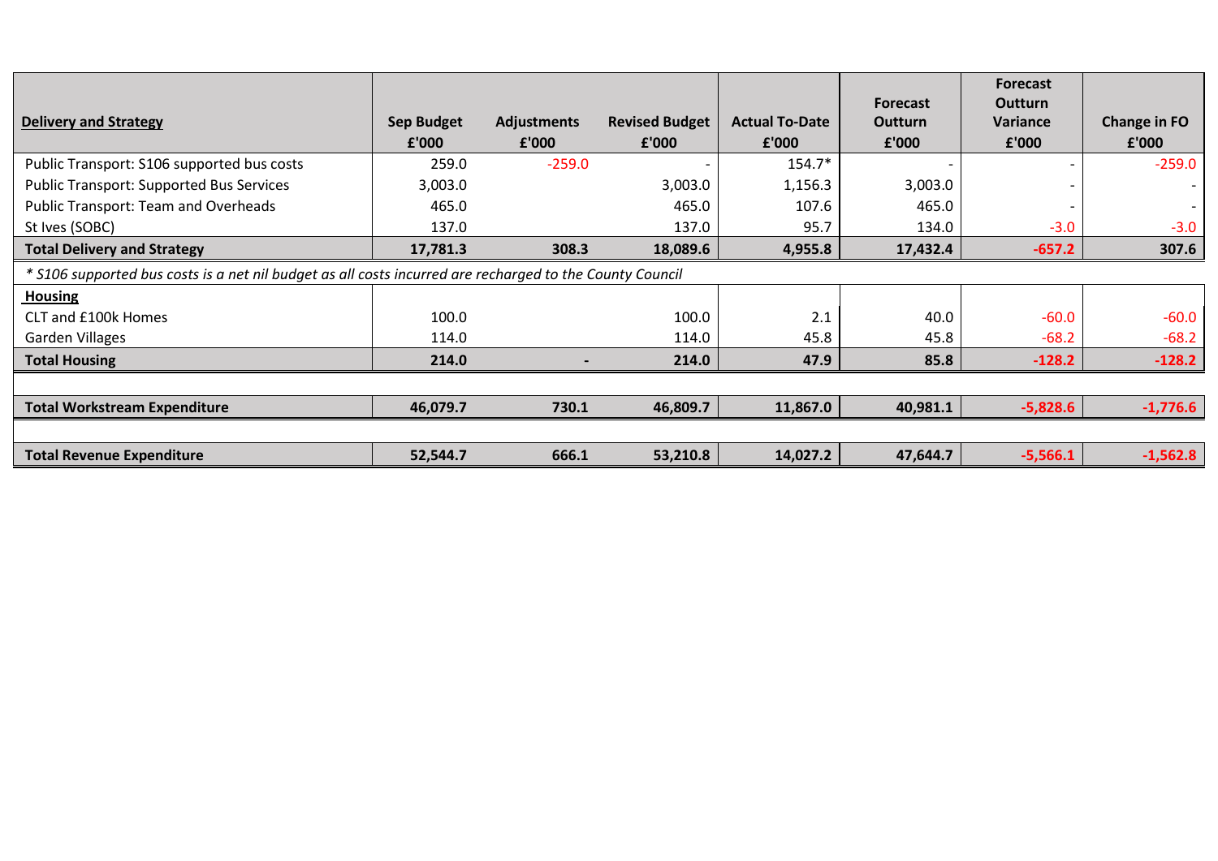| Delivery and Strategy | Sep Budget £'000 | Adjustments £'000 | Revised Budget £'000 | Actual To-Date £'000 | Forecast Outturn £'000 | Forecast Outturn Variance £'000 | Change in FO £'000 |
|---|---|---|---|---|---|---|---|
| Public Transport: S106 supported bus costs | 259.0 | -259.0 | - | 154.7* | - | - | -259.0 |
| Public Transport: Supported Bus Services | 3,003.0 | | 3,003.0 | 1,156.3 | 3,003.0 | - | - |
| Public Transport: Team and Overheads | 465.0 | | 465.0 | 107.6 | 465.0 | - | - |
| St Ives (SOBC) | 137.0 | | 137.0 | 95.7 | 134.0 | -3.0 | -3.0 |
| **Total Delivery and Strategy** | **17,781.3** | **308.3** | **18,089.6** | **4,955.8** | **17,432.4** | **-657.2** | **307.6** |
| *\* S106 supported bus costs is a net nil budget as all costs incurred are recharged to the County Council* | | | | | | | |
| **Housing** | | | | | | | |
| CLT and £100k Homes | 100.0 | | 100.0 | 2.1 | 40.0 | -60.0 | -60.0 |
| Garden Villages | 114.0 | | 114.0 | 45.8 | 45.8 | -68.2 | -68.2 |
| **Total Housing** | **214.0** | **-** | **214.0** | **47.9** | **85.8** | **-128.2** | **-128.2** |
| | | | | | | | |
| **Total Workstream Expenditure** | **46,079.7** | **730.1** | **46,809.7** | **11,867.0** | **40,981.1** | **-5,828.6** | **-1,776.6** |
| | | | | | | | |
| **Total Revenue Expenditure** | **52,544.7** | **666.1** | **53,210.8** | **14,027.2** | **47,644.7** | **-5,566.1** | **-1,562.8** |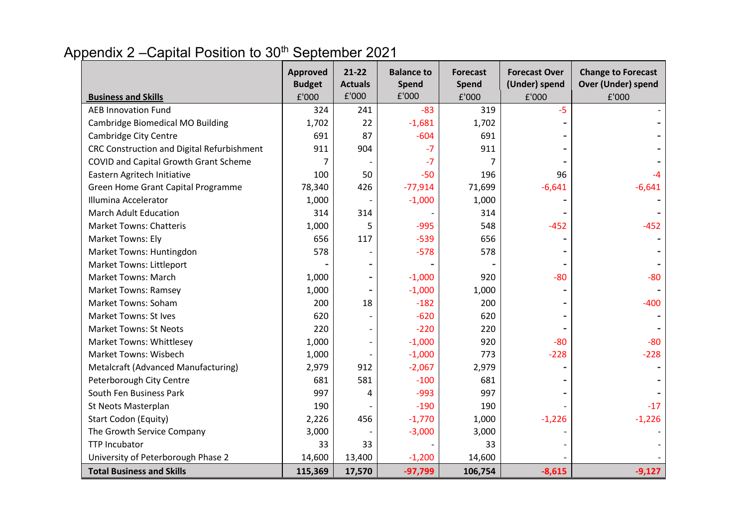# Appendix 2 –Capital Position to 30th September 2021

| Business and Skills | Approved Budget £'000 | 21-22 Actuals £'000 | Balance to Spend £'000 | Forecast Spend £'000 | Forecast Over (Under) spend £'000 | Change to Forecast Over (Under) spend £'000 |
|---|---|---|---|---|---|---|
| AEB Innovation Fund | 324 | 241 | -83 | 319 | -5 | - |
| Cambridge Biomedical MO Building | 1,702 | 22 | -1,681 | 1,702 | - | - |
| Cambridge City Centre | 691 | 87 | -604 | 691 | - | - |
| CRC Construction and Digital Refurbishment | 911 | 904 | -7 | 911 | - | - |
| COVID and Capital Growth Grant Scheme | 7 | - | -7 | 7 | - | - |
| Eastern Agritech Initiative | 100 | 50 | -50 | 196 | 96 | -4 |
| Green Home Grant Capital Programme | 78,340 | 426 | -77,914 | 71,699 | -6,641 | -6,641 |
| Illumina Accelerator | 1,000 | - | -1,000 | 1,000 | - | - |
| March Adult Education | 314 | 314 | - | 314 | - | - |
| Market Towns: Chatteris | 1,000 | 5 | -995 | 548 | -452 | -452 |
| Market Towns: Ely | 656 | 117 | -539 | 656 | - | - |
| Market Towns: Huntingdon | 578 | - | -578 | 578 | - | - |
| Market Towns: Littleport | - | - | - | - | - | - |
| Market Towns: March | 1,000 | - | -1,000 | 920 | -80 | -80 |
| Market Towns: Ramsey | 1,000 | - | -1,000 | 1,000 | - | - |
| Market Towns: Soham | 200 | 18 | -182 | 200 | - | -400 |
| Market Towns: St Ives | 620 | - | -620 | 620 | - | - |
| Market Towns: St Neots | 220 | - | -220 | 220 | - | - |
| Market Towns: Whittlesey | 1,000 | - | -1,000 | 920 | -80 | -80 |
| Market Towns: Wisbech | 1,000 | - | -1,000 | 773 | -228 | -228 |
| Metalcraft (Advanced Manufacturing) | 2,979 | 912 | -2,067 | 2,979 | - | - |
| Peterborough City Centre | 681 | 581 | -100 | 681 | - | - |
| South Fen Business Park | 997 | 4 | -993 | 997 | - | - |
| St Neots Masterplan | 190 | - | -190 | 190 | - | -17 |
| Start Codon (Equity) | 2,226 | 456 | -1,770 | 1,000 | -1,226 | -1,226 |
| The Growth Service Company | 3,000 | - | -3,000 | 3,000 | - | - |
| TTP Incubator | 33 | 33 | - | 33 | - | - |
| University of Peterborough Phase 2 | 14,600 | 13,400 | -1,200 | 14,600 | - | - |
| **Total Business and Skills** | **115,369** | **17,570** | **-97,799** | **106,754** | **-8,615** | **-9,127** |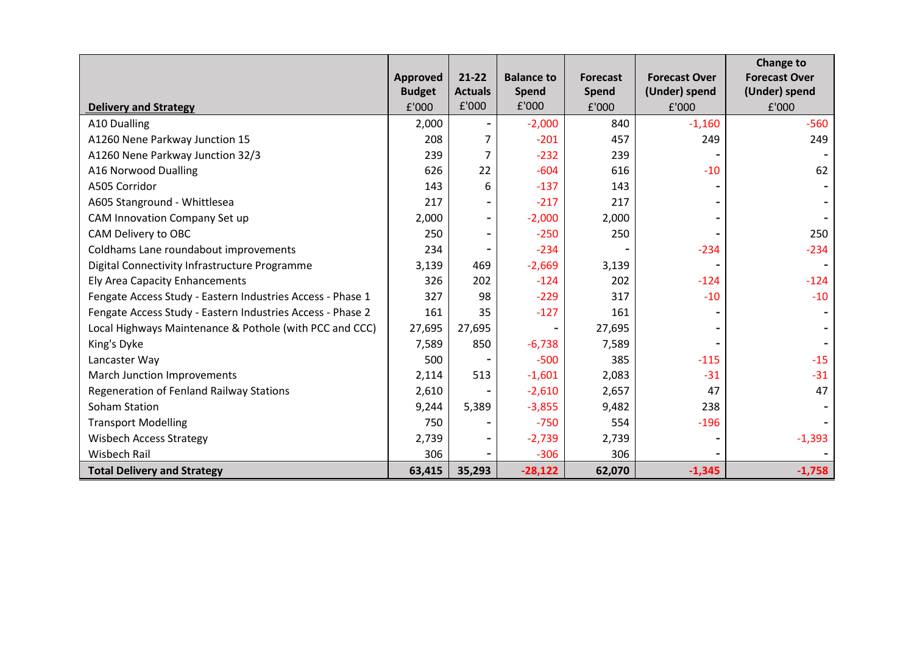| Delivery and Strategy | Approved Budget £'000 | 21-22 Actuals £'000 | Balance to Spend £'000 | Forecast Spend £'000 | Forecast Over (Under) spend £'000 | Change to Forecast Over (Under) spend £'000 |
|---|---|---|---|---|---|---|
| A10 Dualling | 2,000 | - | -2,000 | 840 | -1,160 | -560 |
| A1260 Nene Parkway Junction 15 | 208 | 7 | -201 | 457 | 249 | 249 |
| A1260 Nene Parkway Junction 32/3 | 239 | 7 | -232 | 239 | - | - |
| A16 Norwood Dualling | 626 | 22 | -604 | 616 | -10 | 62 |
| A505 Corridor | 143 | 6 | -137 | 143 | - | - |
| A605 Stanground - Whittlesea | 217 | - | -217 | 217 | - | - |
| CAM Innovation Company Set up | 2,000 | - | -2,000 | 2,000 | - | - |
| CAM Delivery to OBC | 250 | - | -250 | 250 | - | 250 |
| Coldhams Lane roundabout improvements | 234 | - | -234 | - | -234 | -234 |
| Digital Connectivity Infrastructure Programme | 3,139 | 469 | -2,669 | 3,139 | - | - |
| Ely Area Capacity Enhancements | 326 | 202 | -124 | 202 | -124 | -124 |
| Fengate Access Study - Eastern Industries Access - Phase 1 | 327 | 98 | -229 | 317 | -10 | -10 |
| Fengate Access Study - Eastern Industries Access - Phase 2 | 161 | 35 | -127 | 161 | - | - |
| Local Highways Maintenance & Pothole (with PCC and CCC) | 27,695 | 27,695 | - | 27,695 | - | - |
| King's Dyke | 7,589 | 850 | -6,738 | 7,589 | - | - |
| Lancaster Way | 500 | - | -500 | 385 | -115 | -15 |
| March Junction Improvements | 2,114 | 513 | -1,601 | 2,083 | -31 | -31 |
| Regeneration of Fenland Railway Stations | 2,610 | - | -2,610 | 2,657 | 47 | 47 |
| Soham Station | 9,244 | 5,389 | -3,855 | 9,482 | 238 | - |
| Transport Modelling | 750 | - | -750 | 554 | -196 | - |
| Wisbech Access Strategy | 2,739 | - | -2,739 | 2,739 | - | -1,393 |
| Wisbech Rail | 306 | - | -306 | 306 | - | - |
| **Total Delivery and Strategy** | **63,415** | **35,293** | **-28,122** | **62,070** | **-1,345** | **-1,758** |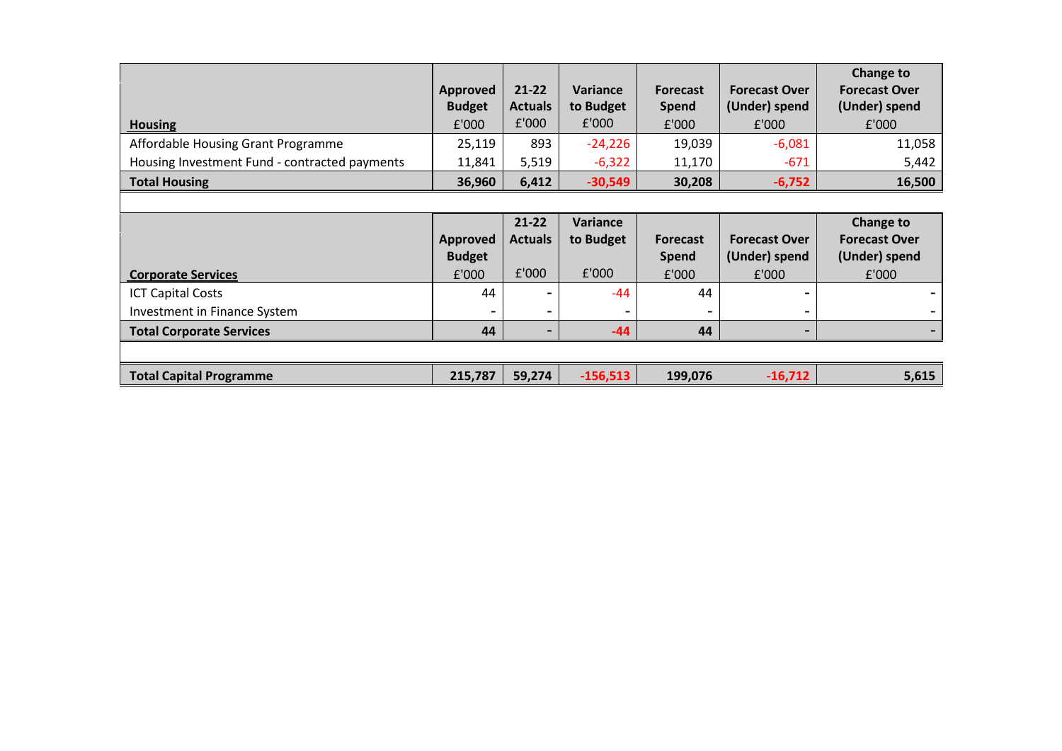| Housing | Approved Budget £'000 | 21-22 Actuals £'000 | Variance to Budget £'000 | Forecast Spend £'000 | Forecast Over (Under) spend £'000 | Change to Forecast Over (Under) spend £'000 |
|---|---|---|---|---|---|---|
| Affordable Housing Grant Programme | 25,119 | 893 | -24,226 | 19,039 | -6,081 | 11,058 |
| Housing Investment Fund - contracted payments | 11,841 | 5,519 | -6,322 | 11,170 | -671 | 5,442 |
| **Total Housing** | **36,960** | **6,412** | **-30,549** | **30,208** | **-6,752** | **16,500** |

| Corporate Services | Approved Budget £'000 | 21-22 Actuals £'000 | Variance to Budget £'000 | Forecast Spend £'000 | Forecast Over (Under) spend £'000 | Change to Forecast Over (Under) spend £'000 |
|---|---|---|---|---|---|---|
| ICT Capital Costs | 44 | - | -44 | 44 | - | - |
| Investment in Finance System | - | - | - | - | - | - |
| **Total Corporate Services** | **44** | **-** | **-44** | **44** | **-** | **-** |
| | | | | | | |
| **Total Capital Programme** | **215,787** | **59,274** | **-156,513** | **199,076** | **-16,712** | **5,615** |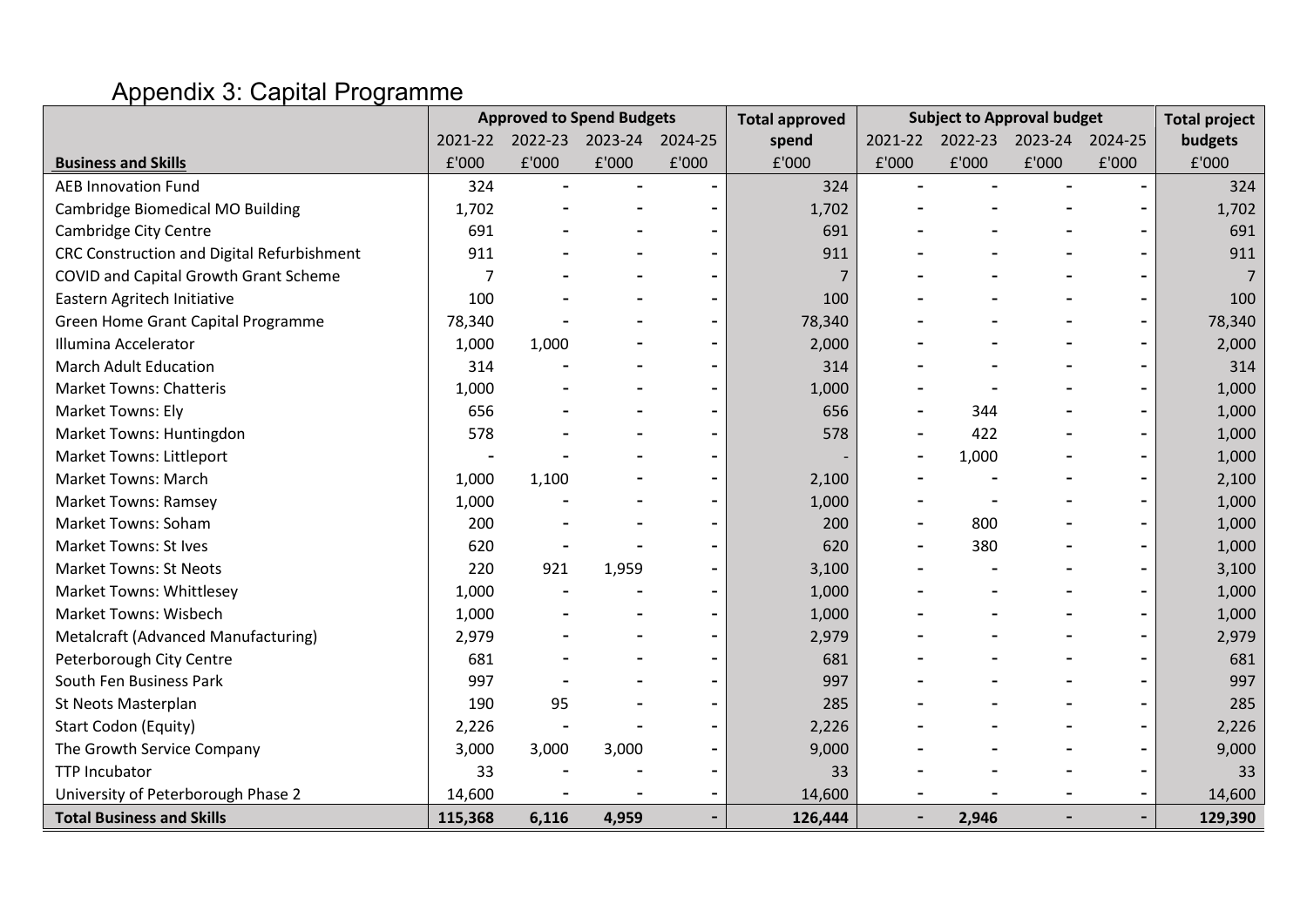# Appendix 3: Capital Programme

| | Approved to Spend Budgets | | | | Total approved spend | Subject to Approval budget | | | | Total project budgets |
|---|---|---|---|---|---|---|---|---|---|---|
| | 2021-22 | 2022-23 | 2023-24 | 2024-25 | | 2021-22 | 2022-23 | 2023-24 | 2024-25 | |
| **Business and Skills** | £'000 | £'000 | £'000 | £'000 | £'000 | £'000 | £'000 | £'000 | £'000 | £'000 |
| AEB Innovation Fund | 324 | - | - | - | 324 | - | - | - | - | 324 |
| Cambridge Biomedical MO Building | 1,702 | - | - | - | 1,702 | - | - | - | - | 1,702 |
| Cambridge City Centre | 691 | - | - | - | 691 | - | - | - | - | 691 |
| CRC Construction and Digital Refurbishment | 911 | - | - | - | 911 | - | - | - | - | 911 |
| COVID and Capital Growth Grant Scheme | 7 | - | - | - | 7 | - | - | - | - | 7 |
| Eastern Agritech Initiative | 100 | - | - | - | 100 | - | - | - | - | 100 |
| Green Home Grant Capital Programme | 78,340 | - | - | - | 78,340 | - | - | - | - | 78,340 |
| Illumina Accelerator | 1,000 | 1,000 | - | - | 2,000 | - | - | - | - | 2,000 |
| March Adult Education | 314 | - | - | - | 314 | - | - | - | - | 314 |
| Market Towns: Chatteris | 1,000 | - | - | - | 1,000 | - | - | - | - | 1,000 |
| Market Towns: Ely | 656 | - | - | - | 656 | - | 344 | - | - | 1,000 |
| Market Towns: Huntingdon | 578 | - | - | - | 578 | - | 422 | - | - | 1,000 |
| Market Towns: Littleport | - | - | - | - | - | - | 1,000 | - | - | 1,000 |
| Market Towns: March | 1,000 | 1,100 | - | - | 2,100 | - | - | - | - | 2,100 |
| Market Towns: Ramsey | 1,000 | - | - | - | 1,000 | - | - | - | - | 1,000 |
| Market Towns: Soham | 200 | - | - | - | 200 | - | 800 | - | - | 1,000 |
| Market Towns: St Ives | 620 | - | - | - | 620 | - | 380 | - | - | 1,000 |
| Market Towns: St Neots | 220 | 921 | 1,959 | - | 3,100 | - | - | - | - | 3,100 |
| Market Towns: Whittlesey | 1,000 | - | - | - | 1,000 | - | - | - | - | 1,000 |
| Market Towns: Wisbech | 1,000 | - | - | - | 1,000 | - | - | - | - | 1,000 |
| Metalcraft (Advanced Manufacturing) | 2,979 | - | - | - | 2,979 | - | - | - | - | 2,979 |
| Peterborough City Centre | 681 | - | - | - | 681 | - | - | - | - | 681 |
| South Fen Business Park | 997 | - | - | - | 997 | - | - | - | - | 997 |
| St Neots Masterplan | 190 | 95 | - | - | 285 | - | - | - | - | 285 |
| Start Codon (Equity) | 2,226 | - | - | - | 2,226 | - | - | - | - | 2,226 |
| The Growth Service Company | 3,000 | 3,000 | 3,000 | - | 9,000 | - | - | - | - | 9,000 |
| TTP Incubator | 33 | - | - | - | 33 | - | - | - | - | 33 |
| University of Peterborough Phase 2 | 14,600 | - | - | - | 14,600 | - | - | - | - | 14,600 |
| **Total Business and Skills** | **115,368** | **6,116** | **4,959** | **-** | **126,444** | **-** | **2,946** | **-** | **-** | **129,390** |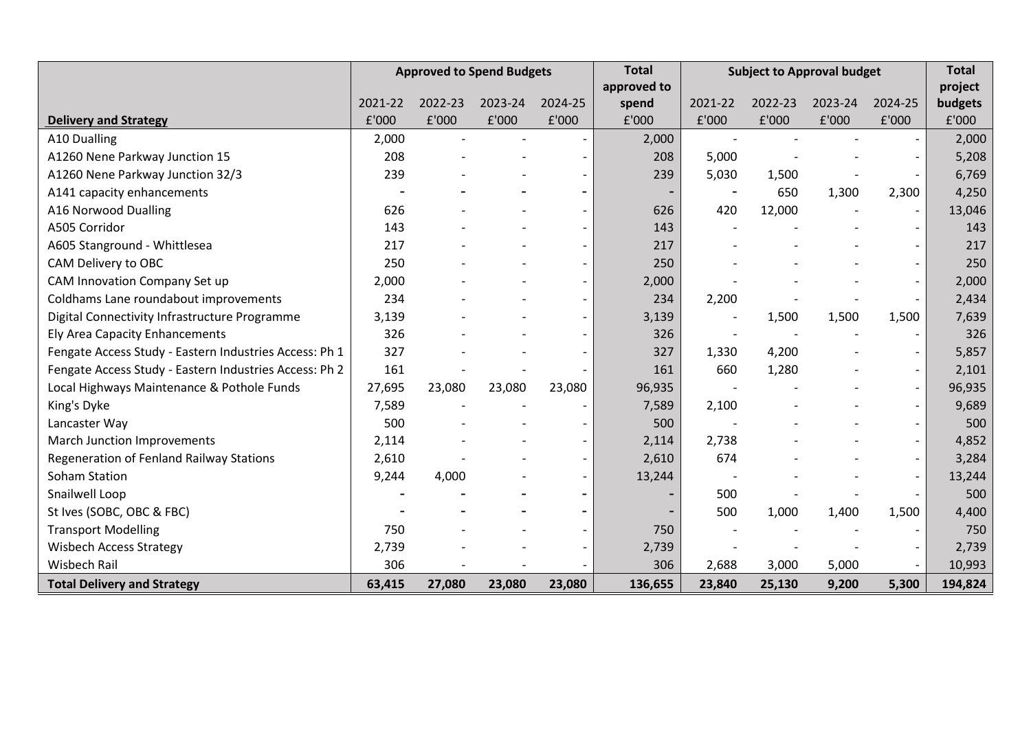| Delivery and Strategy | Approved to Spend Budgets | | | | Total approved to spend | Subject to Approval budget | | | | Total project budgets |
|---|---|---|---|---|---|---|---|---|---|---|
| | 2021-22 | 2022-23 | 2023-24 | 2024-25 | | 2021-22 | 2022-23 | 2023-24 | 2024-25 | |
| | £'000 | £'000 | £'000 | £'000 | £'000 | £'000 | £'000 | £'000 | £'000 | £'000 |
| A10 Dualling | 2,000 | - | - | - | 2,000 | - | - | - | - | 2,000 |
| A1260 Nene Parkway Junction 15 | 208 | - | - | - | 208 | 5,000 | - | - | - | 5,208 |
| A1260 Nene Parkway Junction 32/3 | 239 | - | - | - | 239 | 5,030 | 1,500 | - | - | 6,769 |
| A141 capacity enhancements | - | - | - | - | - | - | 650 | 1,300 | 2,300 | 4,250 |
| A16 Norwood Dualling | 626 | - | - | - | 626 | 420 | 12,000 | - | - | 13,046 |
| A505 Corridor | 143 | - | - | - | 143 | - | - | - | - | 143 |
| A605 Stanground - Whittlesea | 217 | - | - | - | 217 | - | - | - | - | 217 |
| CAM Delivery to OBC | 250 | - | - | - | 250 | - | - | - | - | 250 |
| CAM Innovation Company Set up | 2,000 | - | - | - | 2,000 | - | - | - | - | 2,000 |
| Coldhams Lane roundabout improvements | 234 | - | - | - | 234 | 2,200 | - | - | - | 2,434 |
| Digital Connectivity Infrastructure Programme | 3,139 | - | - | - | 3,139 | - | 1,500 | 1,500 | 1,500 | 7,639 |
| Ely Area Capacity Enhancements | 326 | - | - | - | 326 | - | - | - | - | 326 |
| Fengate Access Study - Eastern Industries Access: Ph 1 | 327 | - | - | - | 327 | 1,330 | 4,200 | - | - | 5,857 |
| Fengate Access Study - Eastern Industries Access: Ph 2 | 161 | - | - | - | 161 | 660 | 1,280 | - | - | 2,101 |
| Local Highways Maintenance & Pothole Funds | 27,695 | 23,080 | 23,080 | 23,080 | 96,935 | - | - | - | - | 96,935 |
| King's Dyke | 7,589 | - | - | - | 7,589 | 2,100 | - | - | - | 9,689 |
| Lancaster Way | 500 | - | - | - | 500 | - | - | - | - | 500 |
| March Junction Improvements | 2,114 | - | - | - | 2,114 | 2,738 | - | - | - | 4,852 |
| Regeneration of Fenland Railway Stations | 2,610 | - | - | - | 2,610 | 674 | - | - | - | 3,284 |
| Soham Station | 9,244 | 4,000 | - | - | 13,244 | - | - | - | - | 13,244 |
| Snailwell Loop | - | - | - | - | - | 500 | - | - | - | 500 |
| St Ives (SOBC, OBC & FBC) | - | - | - | - | - | 500 | 1,000 | 1,400 | 1,500 | 4,400 |
| Transport Modelling | 750 | - | - | - | 750 | - | - | - | - | 750 |
| Wisbech Access Strategy | 2,739 | - | - | - | 2,739 | - | - | - | - | 2,739 |
| Wisbech Rail | 306 | - | - | - | 306 | 2,688 | 3,000 | 5,000 | - | 10,993 |
| **Total Delivery and Strategy** | **63,415** | **27,080** | **23,080** | **23,080** | **136,655** | **23,840** | **25,130** | **9,200** | **5,300** | **194,824** |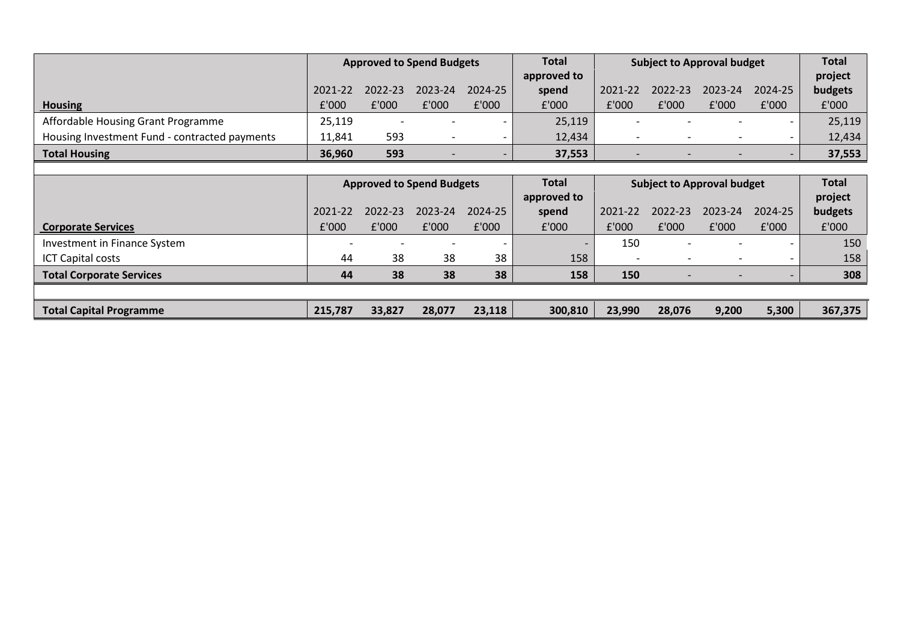| Housing | Approved to Spend Budgets | | | | Total approved to spend | Subject to Approval budget | | | | Total project budgets |
|---|---|---|---|---|---|---|---|---|---|---|
| | 2021-22 | 2022-23 | 2023-24 | 2024-25 | | 2021-22 | 2022-23 | 2023-24 | 2024-25 | |
| | £'000 | £'000 | £'000 | £'000 | £'000 | £'000 | £'000 | £'000 | £'000 | £'000 |
| Affordable Housing Grant Programme | 25,119 | - | - | - | 25,119 | - | - | - | - | 25,119 |
| Housing Investment Fund - contracted payments | 11,841 | 593 | - | - | 12,434 | - | - | - | - | 12,434 |
| **Total Housing** | **36,960** | **593** | - | - | **37,553** | - | - | - | - | **37,553** |

| Corporate Services | Approved to Spend Budgets | | | | Total approved to spend | Subject to Approval budget | | | | Total project budgets |
|---|---|---|---|---|---|---|---|---|---|---|
| | 2021-22 | 2022-23 | 2023-24 | 2024-25 | | 2021-22 | 2022-23 | 2023-24 | 2024-25 | |
| | £'000 | £'000 | £'000 | £'000 | £'000 | £'000 | £'000 | £'000 | £'000 | £'000 |
| Investment in Finance System | - | - | - | - | - | 150 | - | - | - | 150 |
| ICT Capital costs | 44 | 38 | 38 | 38 | 158 | - | - | - | - | 158 |
| **Total Corporate Services** | **44** | **38** | **38** | **38** | **158** | **150** | - | - | - | **308** |
| | | | | | | | | | | |
| **Total Capital Programme** | **215,787** | **33,827** | **28,077** | **23,118** | **300,810** | **23,990** | **28,076** | **9,200** | **5,300** | **367,375** |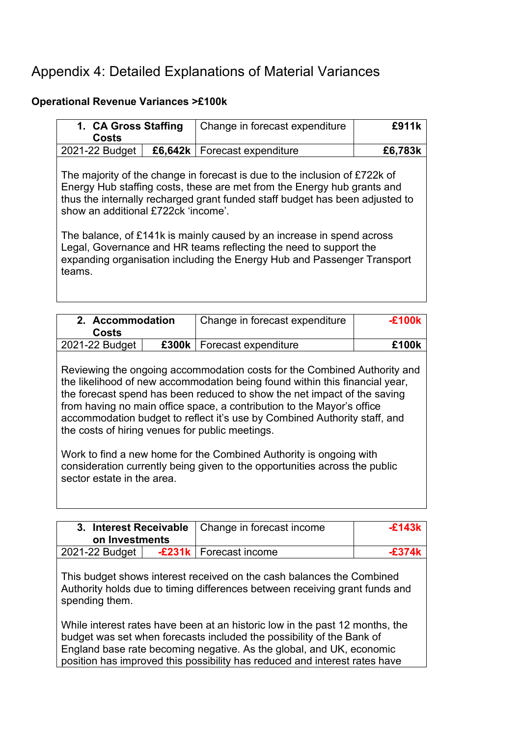# Appendix 4: Detailed Explanations of Material Variances

**Operational Revenue Variances >£100k**

| 1. CA Gross Staffing Costs | | Change in forecast expenditure | £911k |
|---|---|---|---|
| 2021-22 Budget | £6,642k | Forecast expenditure | £6,783k |

The majority of the change in forecast is due to the inclusion of £722k of Energy Hub staffing costs, these are met from the Energy hub grants and thus the internally recharged grant funded staff budget has been adjusted to show an additional £722ck 'income'.

The balance, of £141k is mainly caused by an increase in spend across Legal, Governance and HR teams reflecting the need to support the expanding organisation including the Energy Hub and Passenger Transport teams.

| 2. Accommodation Costs | | Change in forecast expenditure | -£100k |
|---|---|---|---|
| 2021-22 Budget | £300k | Forecast expenditure | £100k |

Reviewing the ongoing accommodation costs for the Combined Authority and the likelihood of new accommodation being found within this financial year, the forecast spend has been reduced to show the net impact of the saving from having no main office space, a contribution to the Mayor's office accommodation budget to reflect it's use by Combined Authority staff, and the costs of hiring venues for public meetings.

Work to find a new home for the Combined Authority is ongoing with consideration currently being given to the opportunities across the public sector estate in the area.

| 3. Interest Receivable on Investments | | Change in forecast income | -£143k |
|---|---|---|---|
| 2021-22 Budget | -£231k | Forecast income | -£374k |

This budget shows interest received on the cash balances the Combined Authority holds due to timing differences between receiving grant funds and spending them.

While interest rates have been at an historic low in the past 12 months, the budget was set when forecasts included the possibility of the Bank of England base rate becoming negative. As the global, and UK, economic position has improved this possibility has reduced and interest rates have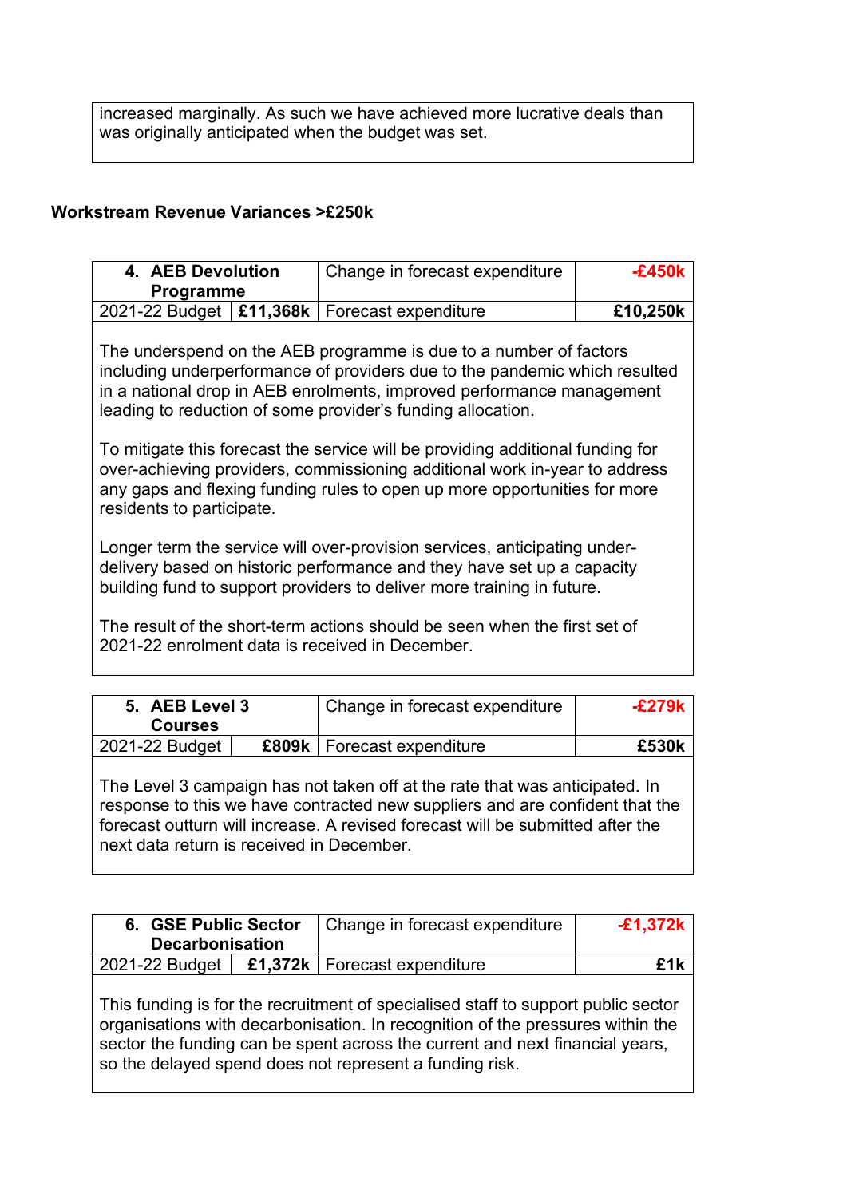increased marginally. As such we have achieved more lucrative deals than was originally anticipated when the budget was set.

**Workstream Revenue Variances >£250k**

| **4. AEB Devolution Programme** | | Change in forecast expenditure | **-£450k** |
|---|---|---|---|
| 2021-22 Budget | **£11,368k** | Forecast expenditure | **£10,250k** |

The underspend on the AEB programme is due to a number of factors including underperformance of providers due to the pandemic which resulted in a national drop in AEB enrolments, improved performance management leading to reduction of some provider's funding allocation.

To mitigate this forecast the service will be providing additional funding for over-achieving providers, commissioning additional work in-year to address any gaps and flexing funding rules to open up more opportunities for more residents to participate.

Longer term the service will over-provision services, anticipating under-delivery based on historic performance and they have set up a capacity building fund to support providers to deliver more training in future.

The result of the short-term actions should be seen when the first set of 2021-22 enrolment data is received in December.

| **5. AEB Level 3 Courses** | | Change in forecast expenditure | **-£279k** |
|---|---|---|---|
| 2021-22 Budget | **£809k** | Forecast expenditure | **£530k** |

The Level 3 campaign has not taken off at the rate that was anticipated. In response to this we have contracted new suppliers and are confident that the forecast outturn will increase. A revised forecast will be submitted after the next data return is received in December.

| **6. GSE Public Sector Decarbonisation** | | Change in forecast expenditure | **-£1,372k** |
|---|---|---|---|
| 2021-22 Budget | **£1,372k** | Forecast expenditure | **£1k** |

This funding is for the recruitment of specialised staff to support public sector organisations with decarbonisation. In recognition of the pressures within the sector the funding can be spent across the current and next financial years, so the delayed spend does not represent a funding risk.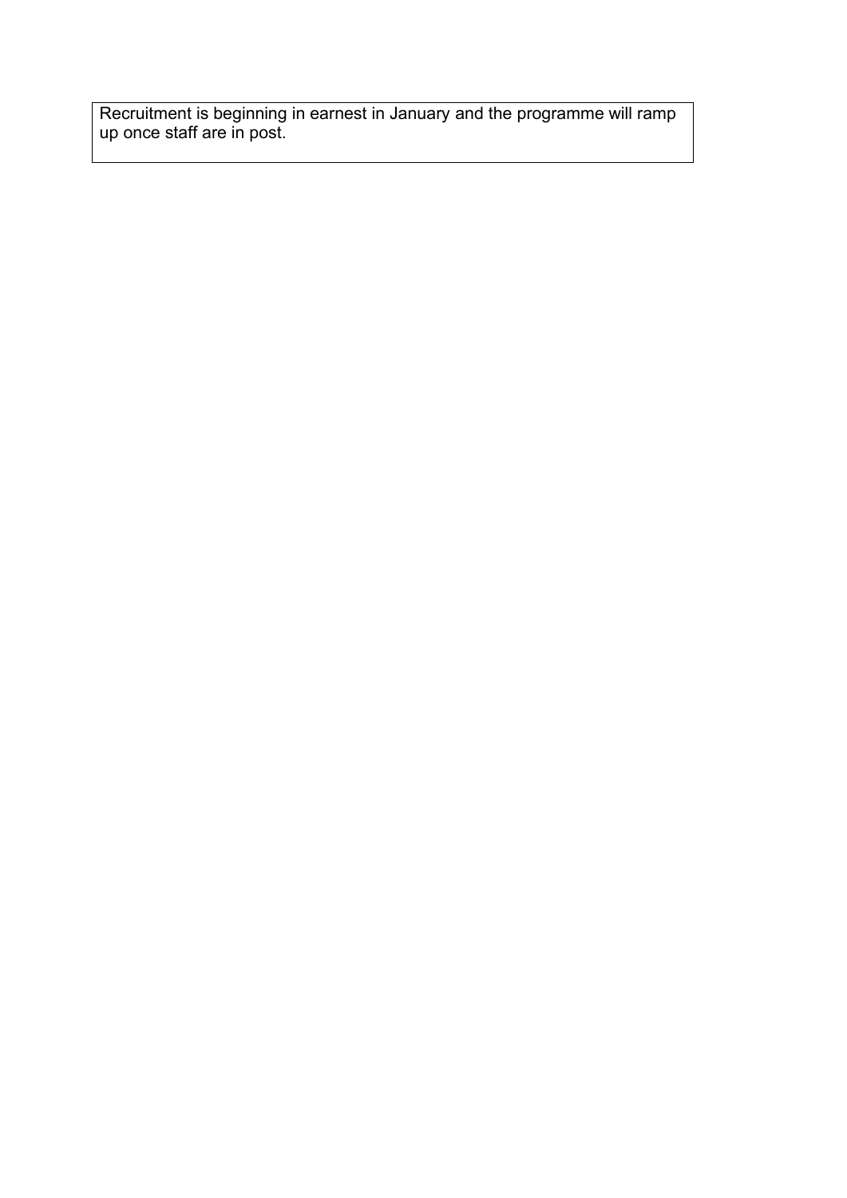Recruitment is beginning in earnest in January and the programme will ramp up once staff are in post.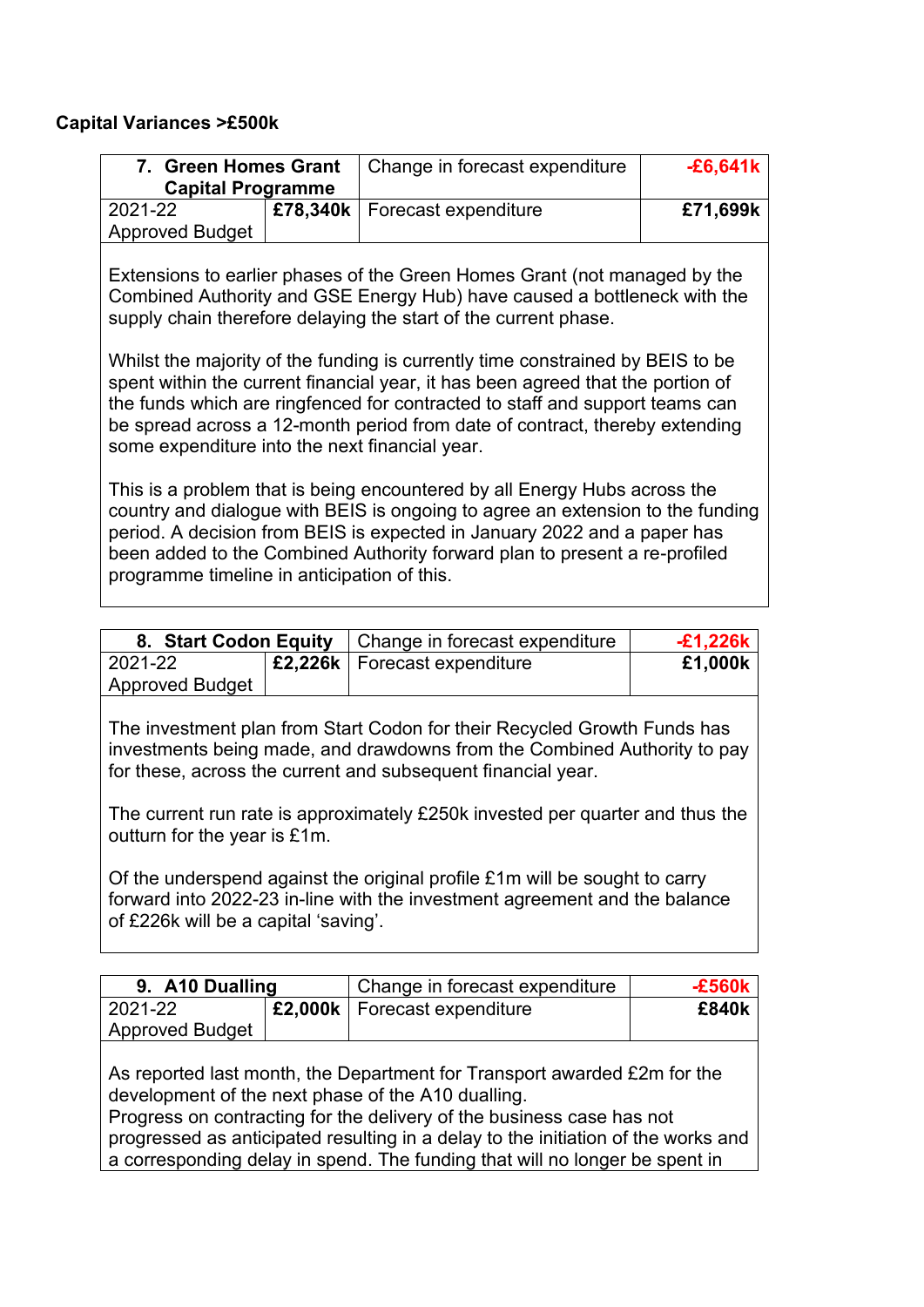**Capital Variances >£500k**

| 7. Green Homes Grant Capital Programme | | Change in forecast expenditure | -£6,641k |
|---|---|---|---|
| 2021-22 Approved Budget | £78,340k | Forecast expenditure | £71,699k |

Extensions to earlier phases of the Green Homes Grant (not managed by the Combined Authority and GSE Energy Hub) have caused a bottleneck with the supply chain therefore delaying the start of the current phase.

Whilst the majority of the funding is currently time constrained by BEIS to be spent within the current financial year, it has been agreed that the portion of the funds which are ringfenced for contracted to staff and support teams can be spread across a 12-month period from date of contract, thereby extending some expenditure into the next financial year.

This is a problem that is being encountered by all Energy Hubs across the country and dialogue with BEIS is ongoing to agree an extension to the funding period. A decision from BEIS is expected in January 2022 and a paper has been added to the Combined Authority forward plan to present a re-profiled programme timeline in anticipation of this.

| 8. Start Codon Equity | | Change in forecast expenditure | -£1,226k |
|---|---|---|---|
| 2021-22 Approved Budget | £2,226k | Forecast expenditure | £1,000k |

The investment plan from Start Codon for their Recycled Growth Funds has investments being made, and drawdowns from the Combined Authority to pay for these, across the current and subsequent financial year.

The current run rate is approximately £250k invested per quarter and thus the outturn for the year is £1m.

Of the underspend against the original profile £1m will be sought to carry forward into 2022-23 in-line with the investment agreement and the balance of £226k will be a capital 'saving'.

| 9. A10 Dualling | | Change in forecast expenditure | -£560k |
|---|---|---|---|
| 2021-22 Approved Budget | £2,000k | Forecast expenditure | £840k |

As reported last month, the Department for Transport awarded £2m for the development of the next phase of the A10 dualling.
Progress on contracting for the delivery of the business case has not progressed as anticipated resulting in a delay to the initiation of the works and a corresponding delay in spend. The funding that will no longer be spent in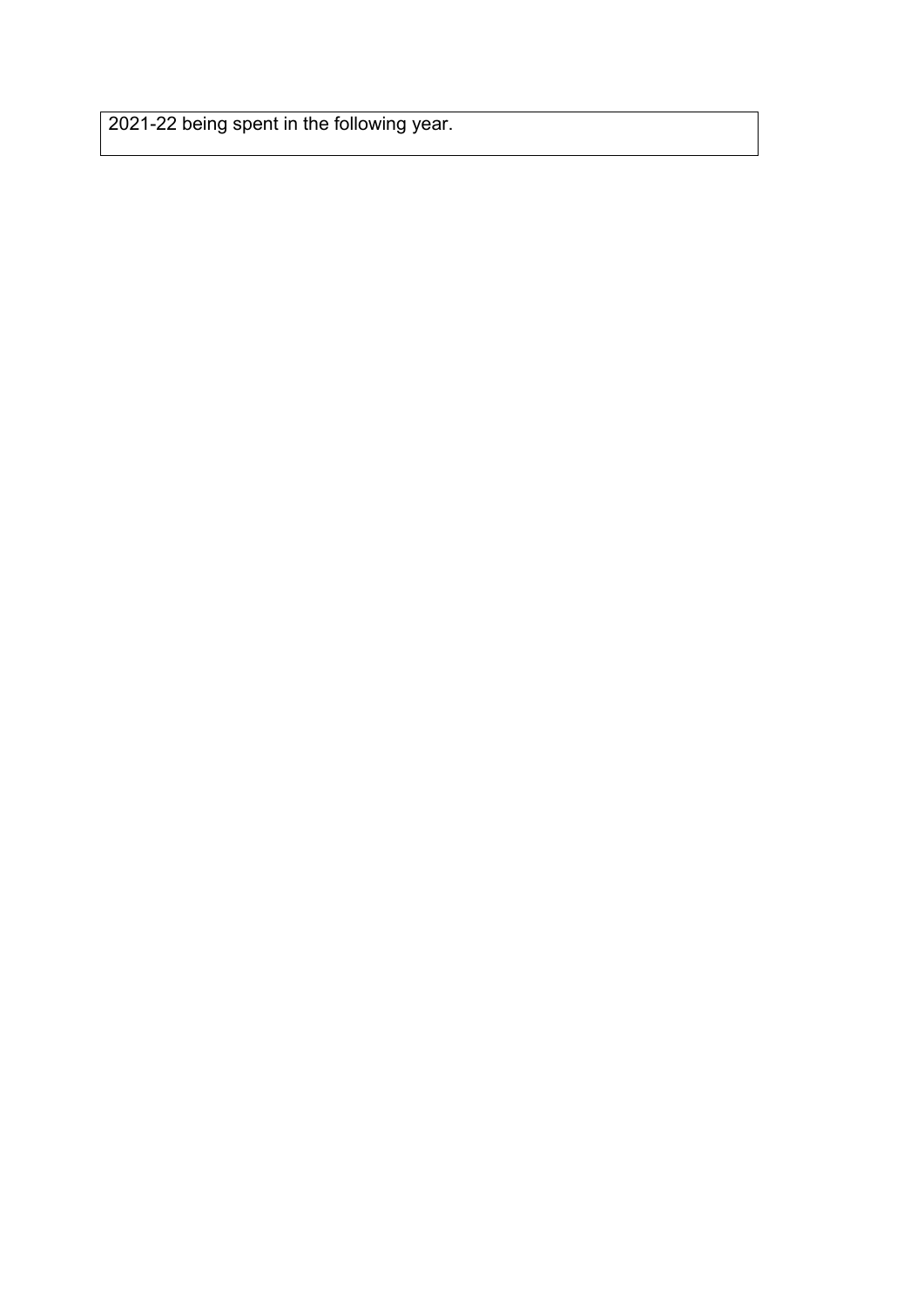| |
|---|
| 2021-22 being spent in the following year. |